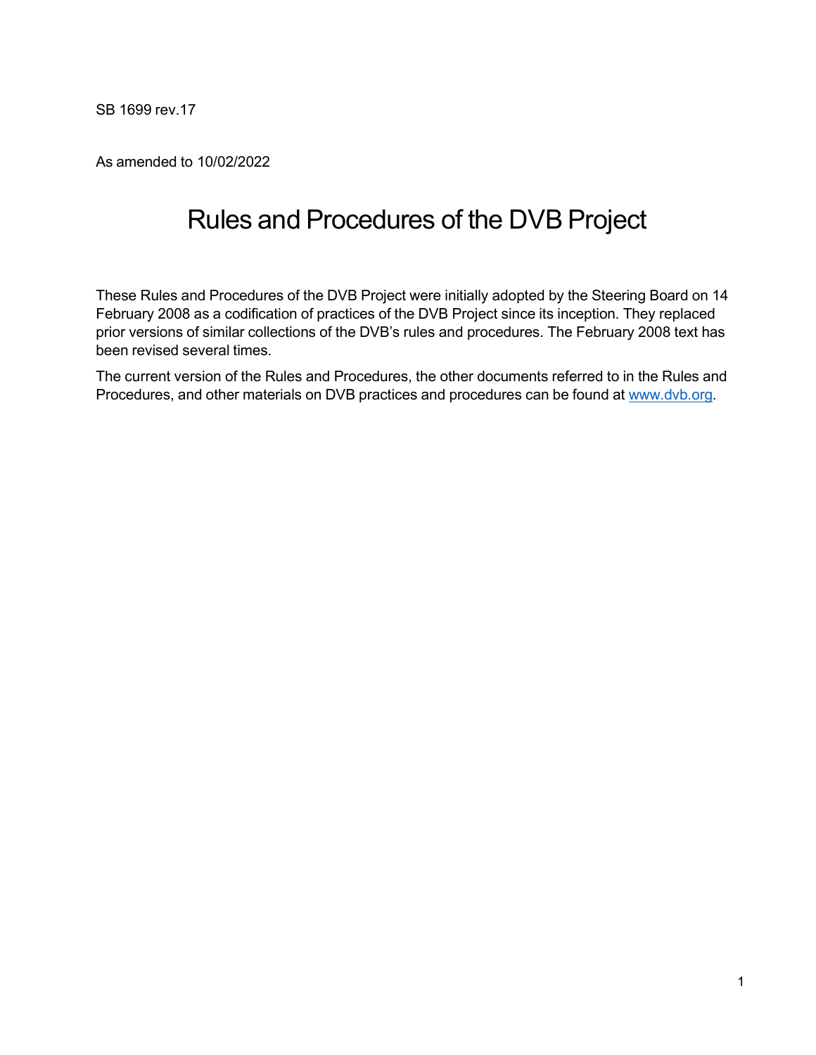SB 1699 rev.17

As amended to 10/02/2022

# Rules and Procedures of the DVB Project

These Rules and Procedures of the DVB Project were initially adopted by the Steering Board on 14 February 2008 as a codification of practices of the DVB Project since its inception. They replaced prior versions of similar collections of the DVB's rules and procedures. The February 2008 text has been revised several times.

The current version of the Rules and Procedures, the other documents referred to in the Rules and Procedures, and other materials on DVB practices and procedures can be found at [www.dvb.org](http://www.dvb.org).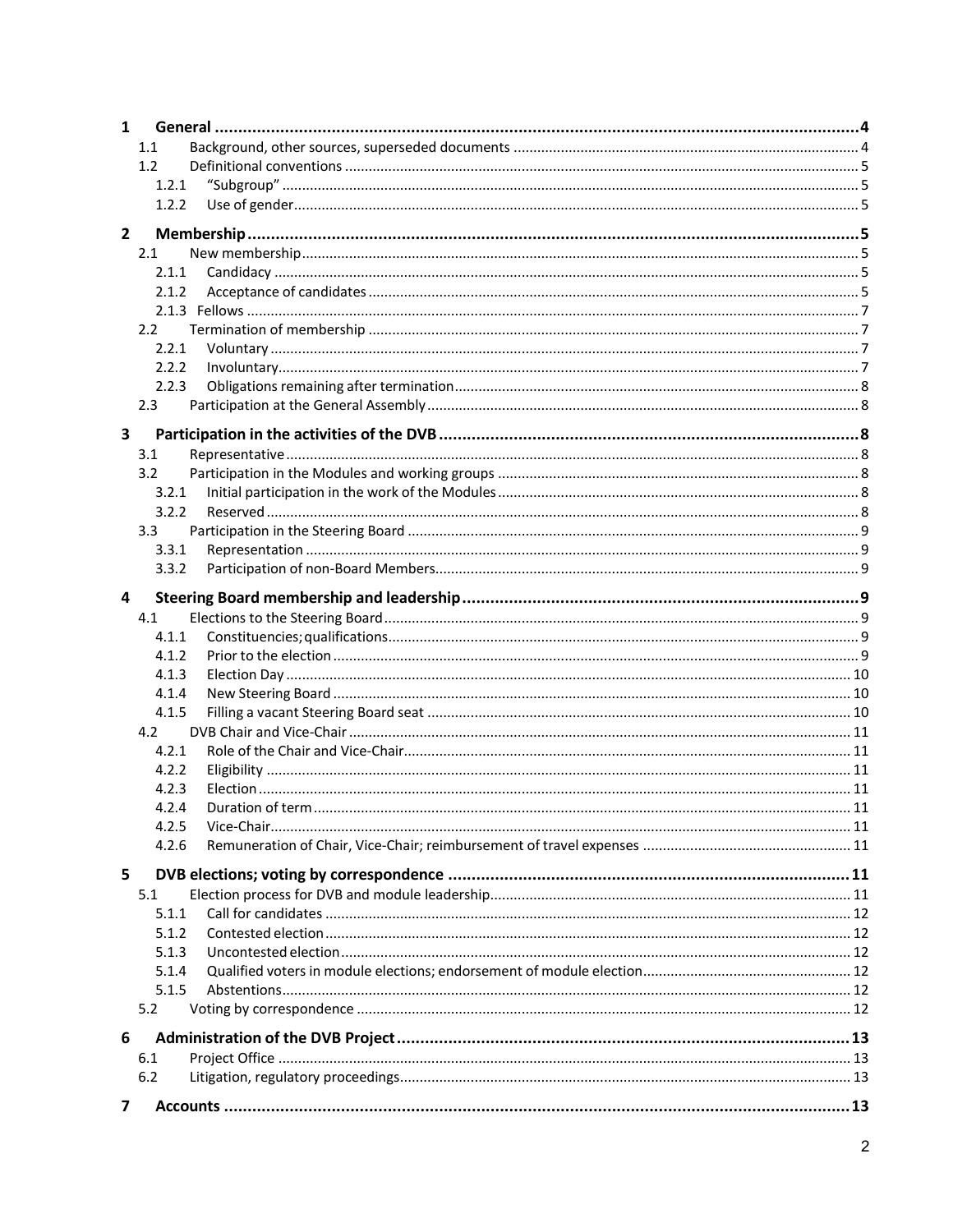1 General ... 4
- 1.1 Background, other sources, superseded documents ... 4
- 1.2 Definitional conventions ... 5
  - 1.2.1 "Subgroup" ... 5
  - 1.2.2 Use of gender ... 5

2 Membership ... 5
- 2.1 New membership ... 5
  - 2.1.1 Candidacy ... 5
  - 2.1.2 Acceptance of candidates ... 5
  - 2.1.3 Fellows ... 7
- 2.2 Termination of membership ... 7
  - 2.2.1 Voluntary ... 7
  - 2.2.2 Involuntary ... 7
  - 2.2.3 Obligations remaining after termination ... 8
- 2.3 Participation at the General Assembly ... 8

3 Participation in the activities of the DVB ... 8
- 3.1 Representative ... 8
- 3.2 Participation in the Modules and working groups ... 8
  - 3.2.1 Initial participation in the work of the Modules ... 8
  - 3.2.2 Reserved ... 8
- 3.3 Participation in the Steering Board ... 9
  - 3.3.1 Representation ... 9
  - 3.3.2 Participation of non-Board Members ... 9

4 Steering Board membership and leadership ... 9
- 4.1 Elections to the Steering Board ... 9
  - 4.1.1 Constituencies; qualifications ... 9
  - 4.1.2 Prior to the election ... 9
  - 4.1.3 Election Day ... 10
  - 4.1.4 New Steering Board ... 10
  - 4.1.5 Filling a vacant Steering Board seat ... 10
- 4.2 DVB Chair and Vice-Chair ... 11
  - 4.2.1 Role of the Chair and Vice-Chair ... 11
  - 4.2.2 Eligibility ... 11
  - 4.2.3 Election ... 11
  - 4.2.4 Duration of term ... 11
  - 4.2.5 Vice-Chair ... 11
  - 4.2.6 Remuneration of Chair, Vice-Chair; reimbursement of travel expenses ... 11

5 DVB elections; voting by correspondence ... 11
- 5.1 Election process for DVB and module leadership ... 11
  - 5.1.1 Call for candidates ... 12
  - 5.1.2 Contested election ... 12
  - 5.1.3 Uncontested election ... 12
  - 5.1.4 Qualified voters in module elections; endorsement of module election ... 12
  - 5.1.5 Abstentions ... 12
- 5.2 Voting by correspondence ... 12

6 Administration of the DVB Project ... 13
- 6.1 Project Office ... 13
- 6.2 Litigation, regulatory proceedings ... 13

7 Accounts ... 13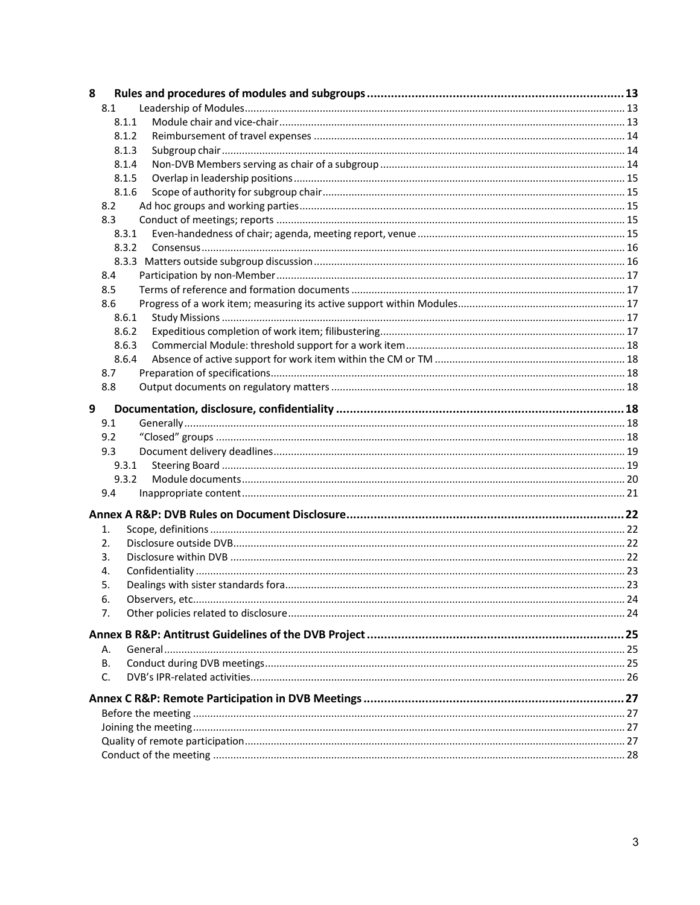8 **Rules and procedures of modules and subgroups** ........ 13

- 8.1 Leadership of Modules ........ 13
  - 8.1.1 Module chair and vice-chair ........ 13
  - 8.1.2 Reimbursement of travel expenses ........ 14
  - 8.1.3 Subgroup chair ........ 14
  - 8.1.4 Non-DVB Members serving as chair of a subgroup ........ 14
  - 8.1.5 Overlap in leadership positions ........ 15
  - 8.1.6 Scope of authority for subgroup chair ........ 15
- 8.2 Ad hoc groups and working parties ........ 15
- 8.3 Conduct of meetings; reports ........ 15
  - 8.3.1 Even-handedness of chair; agenda, meeting report, venue ........ 15
  - 8.3.2 Consensus ........ 16
  - 8.3.3 Matters outside subgroup discussion ........ 16
- 8.4 Participation by non-Member ........ 17
- 8.5 Terms of reference and formation documents ........ 17
- 8.6 Progress of a work item; measuring its active support within Modules ........ 17
  - 8.6.1 Study Missions ........ 17
  - 8.6.2 Expeditious completion of work item; filibustering ........ 17
  - 8.6.3 Commercial Module: threshold support for a work item ........ 18
  - 8.6.4 Absence of active support for work item within the CM or TM ........ 18
- 8.7 Preparation of specifications ........ 18
- 8.8 Output documents on regulatory matters ........ 18

9 **Documentation, disclosure, confidentiality** ........ 18

- 9.1 Generally ........ 18
- 9.2 "Closed" groups ........ 18
- 9.3 Document delivery deadlines ........ 19
  - 9.3.1 Steering Board ........ 19
  - 9.3.2 Module documents ........ 20
- 9.4 Inappropriate content ........ 21

**Annex A R&P: DVB Rules on Document Disclosure** ........ 22

1. Scope, definitions ........ 22
2. Disclosure outside DVB ........ 22
3. Disclosure within DVB ........ 22
4. Confidentiality ........ 23
5. Dealings with sister standards fora ........ 23
6. Observers, etc ........ 24
7. Other policies related to disclosure ........ 24

**Annex B R&P: Antitrust Guidelines of the DVB Project** ........ 25

- A. General ........ 25
- B. Conduct during DVB meetings ........ 25
- C. DVB's IPR-related activities ........ 26

**Annex C R&P: Remote Participation in DVB Meetings** ........ 27

- Before the meeting ........ 27
- Joining the meeting ........ 27
- Quality of remote participation ........ 27
- Conduct of the meeting ........ 28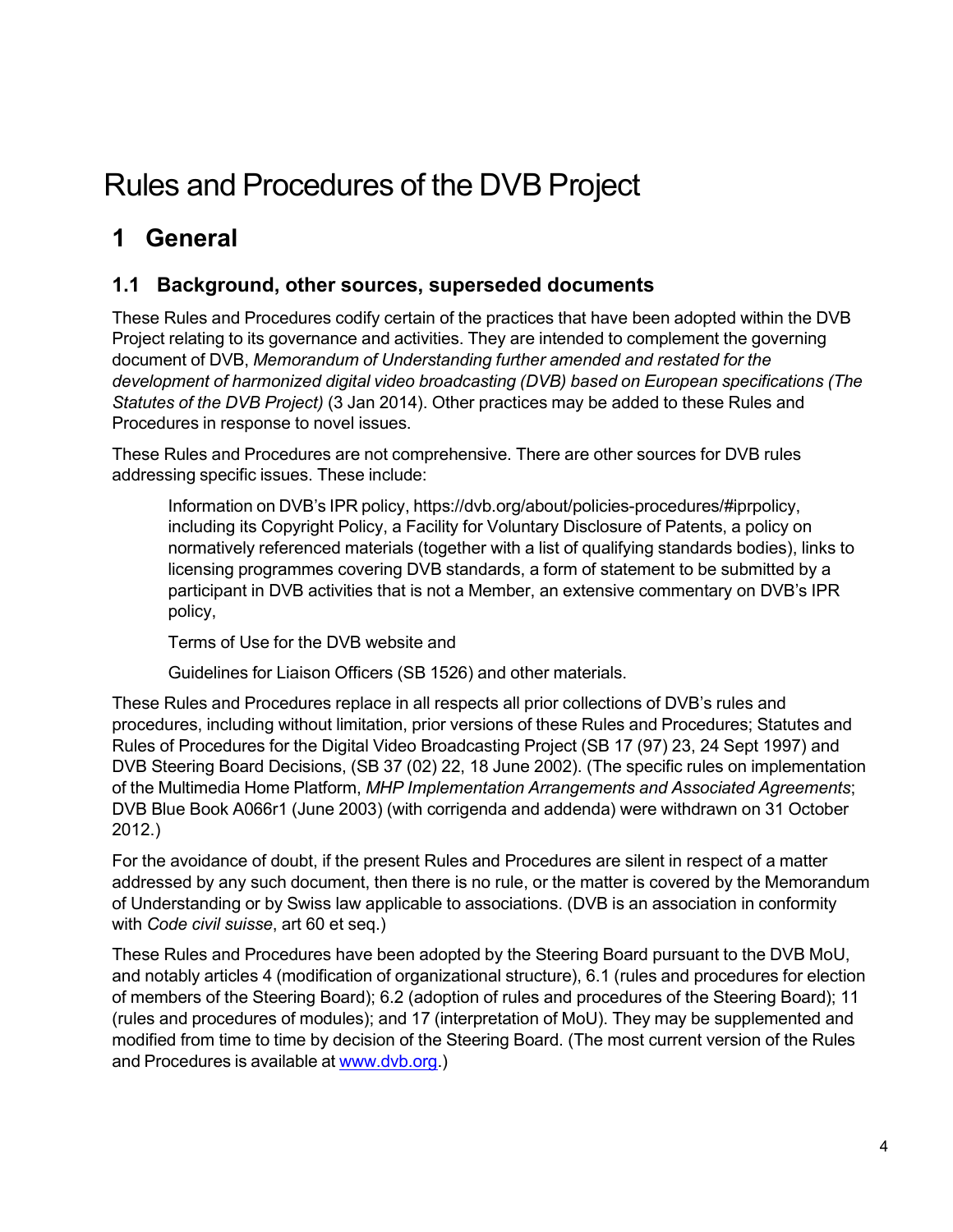# Rules and Procedures of the DVB Project

## 1 General

### 1.1 Background, other sources, superseded documents

These Rules and Procedures codify certain of the practices that have been adopted within the DVB Project relating to its governance and activities. They are intended to complement the governing document of DVB, *Memorandum of Understanding further amended and restated for the development of harmonized digital video broadcasting (DVB) based on European specifications (The Statutes of the DVB Project)* (3 Jan 2014). Other practices may be added to these Rules and Procedures in response to novel issues.

These Rules and Procedures are not comprehensive. There are other sources for DVB rules addressing specific issues. These include:

> Information on DVB's IPR policy, https://dvb.org/about/policies-procedures/#iprpolicy, including its Copyright Policy, a Facility for Voluntary Disclosure of Patents, a policy on normatively referenced materials (together with a list of qualifying standards bodies), links to licensing programmes covering DVB standards, a form of statement to be submitted by a participant in DVB activities that is not a Member, an extensive commentary on DVB's IPR policy,
>
> Terms of Use for the DVB website and
>
> Guidelines for Liaison Officers (SB 1526) and other materials.

These Rules and Procedures replace in all respects all prior collections of DVB's rules and procedures, including without limitation, prior versions of these Rules and Procedures; Statutes and Rules of Procedures for the Digital Video Broadcasting Project (SB 17 (97) 23, 24 Sept 1997) and DVB Steering Board Decisions, (SB 37 (02) 22, 18 June 2002). (The specific rules on implementation of the Multimedia Home Platform, *MHP Implementation Arrangements and Associated Agreements*; DVB Blue Book A066r1 (June 2003) (with corrigenda and addenda) were withdrawn on 31 October 2012.)

For the avoidance of doubt, if the present Rules and Procedures are silent in respect of a matter addressed by any such document, then there is no rule, or the matter is covered by the Memorandum of Understanding or by Swiss law applicable to associations. (DVB is an association in conformity with *Code civil suisse*, art 60 et seq.)

These Rules and Procedures have been adopted by the Steering Board pursuant to the DVB MoU, and notably articles 4 (modification of organizational structure), 6.1 (rules and procedures for election of members of the Steering Board); 6.2 (adoption of rules and procedures of the Steering Board); 11 (rules and procedures of modules); and 17 (interpretation of MoU). They may be supplemented and modified from time to time by decision of the Steering Board. (The most current version of the Rules and Procedures is available at [www.dvb.org](http://www.dvb.org).)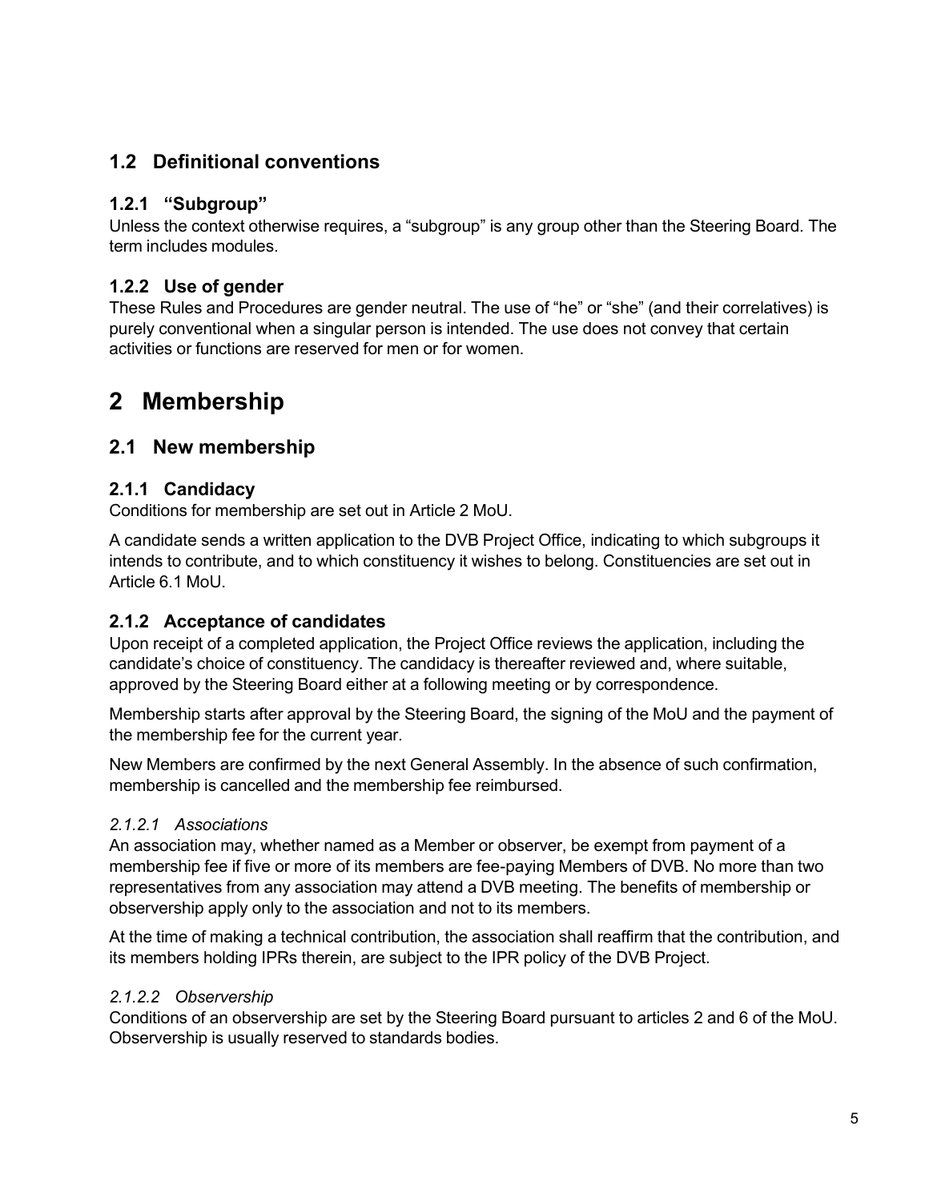## 1.2 Definitional conventions

### 1.2.1 "Subgroup"

Unless the context otherwise requires, a "subgroup" is any group other than the Steering Board. The term includes modules.

### 1.2.2 Use of gender

These Rules and Procedures are gender neutral. The use of "he" or "she" (and their correlatives) is purely conventional when a singular person is intended. The use does not convey that certain activities or functions are reserved for men or for women.

# 2 Membership

## 2.1 New membership

### 2.1.1 Candidacy

Conditions for membership are set out in Article 2 MoU.

A candidate sends a written application to the DVB Project Office, indicating to which subgroups it intends to contribute, and to which constituency it wishes to belong. Constituencies are set out in Article 6.1 MoU.

### 2.1.2 Acceptance of candidates

Upon receipt of a completed application, the Project Office reviews the application, including the candidate's choice of constituency. The candidacy is thereafter reviewed and, where suitable, approved by the Steering Board either at a following meeting or by correspondence.

Membership starts after approval by the Steering Board, the signing of the MoU and the payment of the membership fee for the current year.

New Members are confirmed by the next General Assembly. In the absence of such confirmation, membership is cancelled and the membership fee reimbursed.

#### *2.1.2.1 Associations*

An association may, whether named as a Member or observer, be exempt from payment of a membership fee if five or more of its members are fee-paying Members of DVB. No more than two representatives from any association may attend a DVB meeting. The benefits of membership or observership apply only to the association and not to its members.

At the time of making a technical contribution, the association shall reaffirm that the contribution, and its members holding IPRs therein, are subject to the IPR policy of the DVB Project.

#### *2.1.2.2 Observership*

Conditions of an observership are set by the Steering Board pursuant to articles 2 and 6 of the MoU. Observership is usually reserved to standards bodies.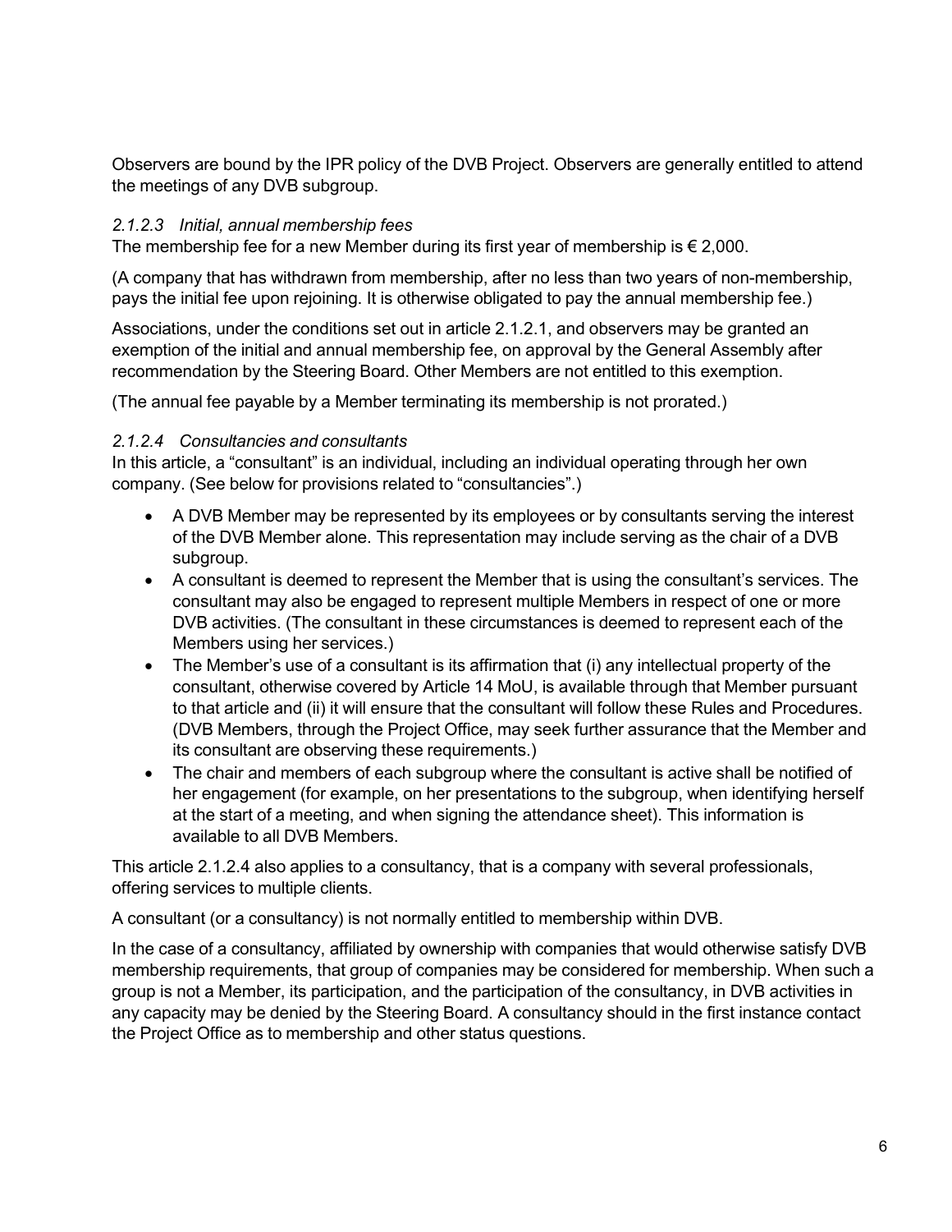Observers are bound by the IPR policy of the DVB Project. Observers are generally entitled to attend the meetings of any DVB subgroup.

#### *2.1.2.3 Initial, annual membership fees*

The membership fee for a new Member during its first year of membership is € 2,000.

(A company that has withdrawn from membership, after no less than two years of non-membership, pays the initial fee upon rejoining. It is otherwise obligated to pay the annual membership fee.)

Associations, under the conditions set out in article 2.1.2.1, and observers may be granted an exemption of the initial and annual membership fee, on approval by the General Assembly after recommendation by the Steering Board. Other Members are not entitled to this exemption.

(The annual fee payable by a Member terminating its membership is not prorated.)

#### *2.1.2.4 Consultancies and consultants*

In this article, a "consultant" is an individual, including an individual operating through her own company. (See below for provisions related to "consultancies".)

- A DVB Member may be represented by its employees or by consultants serving the interest of the DVB Member alone. This representation may include serving as the chair of a DVB subgroup.
- A consultant is deemed to represent the Member that is using the consultant's services. The consultant may also be engaged to represent multiple Members in respect of one or more DVB activities. (The consultant in these circumstances is deemed to represent each of the Members using her services.)
- The Member's use of a consultant is its affirmation that (i) any intellectual property of the consultant, otherwise covered by Article 14 MoU, is available through that Member pursuant to that article and (ii) it will ensure that the consultant will follow these Rules and Procedures. (DVB Members, through the Project Office, may seek further assurance that the Member and its consultant are observing these requirements.)
- The chair and members of each subgroup where the consultant is active shall be notified of her engagement (for example, on her presentations to the subgroup, when identifying herself at the start of a meeting, and when signing the attendance sheet). This information is available to all DVB Members.

This article 2.1.2.4 also applies to a consultancy, that is a company with several professionals, offering services to multiple clients.

A consultant (or a consultancy) is not normally entitled to membership within DVB.

In the case of a consultancy, affiliated by ownership with companies that would otherwise satisfy DVB membership requirements, that group of companies may be considered for membership. When such a group is not a Member, its participation, and the participation of the consultancy, in DVB activities in any capacity may be denied by the Steering Board. A consultancy should in the first instance contact the Project Office as to membership and other status questions.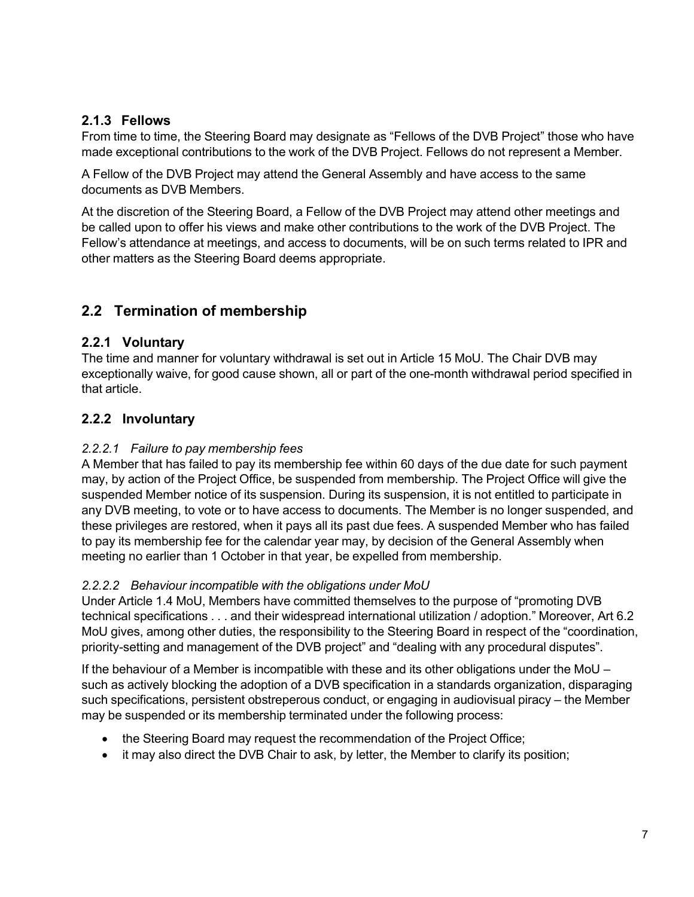### 2.1.3 Fellows

From time to time, the Steering Board may designate as "Fellows of the DVB Project" those who have made exceptional contributions to the work of the DVB Project. Fellows do not represent a Member.

A Fellow of the DVB Project may attend the General Assembly and have access to the same documents as DVB Members.

At the discretion of the Steering Board, a Fellow of the DVB Project may attend other meetings and be called upon to offer his views and make other contributions to the work of the DVB Project. The Fellow's attendance at meetings, and access to documents, will be on such terms related to IPR and other matters as the Steering Board deems appropriate.

## 2.2 Termination of membership

### 2.2.1 Voluntary

The time and manner for voluntary withdrawal is set out in Article 15 MoU. The Chair DVB may exceptionally waive, for good cause shown, all or part of the one-month withdrawal period specified in that article.

### 2.2.2 Involuntary

#### *2.2.2.1 Failure to pay membership fees*

A Member that has failed to pay its membership fee within 60 days of the due date for such payment may, by action of the Project Office, be suspended from membership. The Project Office will give the suspended Member notice of its suspension. During its suspension, it is not entitled to participate in any DVB meeting, to vote or to have access to documents. The Member is no longer suspended, and these privileges are restored, when it pays all its past due fees. A suspended Member who has failed to pay its membership fee for the calendar year may, by decision of the General Assembly when meeting no earlier than 1 October in that year, be expelled from membership.

#### *2.2.2.2 Behaviour incompatible with the obligations under MoU*

Under Article 1.4 MoU, Members have committed themselves to the purpose of "promoting DVB technical specifications . . . and their widespread international utilization / adoption." Moreover, Art 6.2 MoU gives, among other duties, the responsibility to the Steering Board in respect of the "coordination, priority-setting and management of the DVB project" and "dealing with any procedural disputes".

If the behaviour of a Member is incompatible with these and its other obligations under the MoU – such as actively blocking the adoption of a DVB specification in a standards organization, disparaging such specifications, persistent obstreperous conduct, or engaging in audiovisual piracy – the Member may be suspended or its membership terminated under the following process:

- the Steering Board may request the recommendation of the Project Office;
- it may also direct the DVB Chair to ask, by letter, the Member to clarify its position;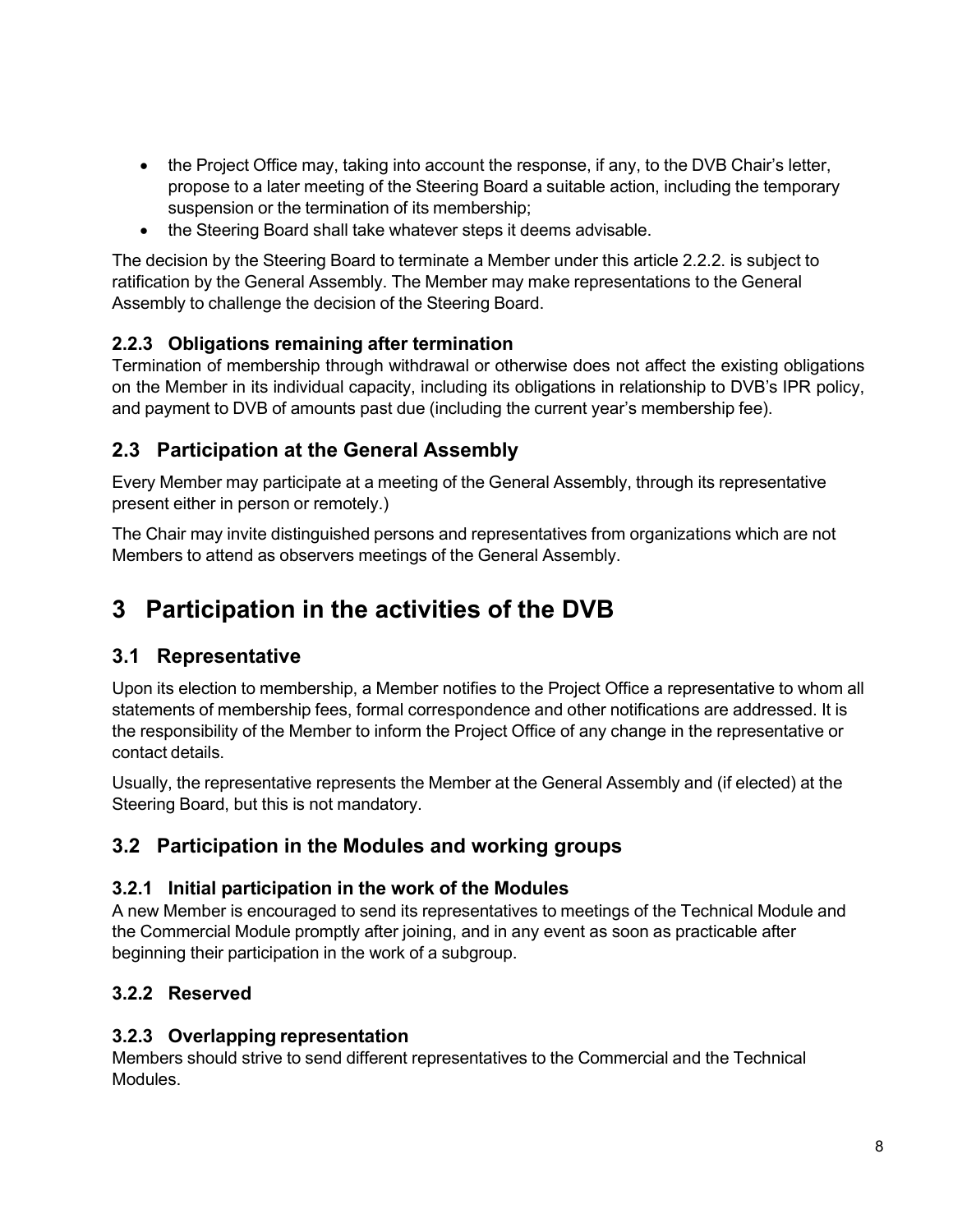- the Project Office may, taking into account the response, if any, to the DVB Chair's letter, propose to a later meeting of the Steering Board a suitable action, including the temporary suspension or the termination of its membership;
- the Steering Board shall take whatever steps it deems advisable.

The decision by the Steering Board to terminate a Member under this article 2.2.2. is subject to ratification by the General Assembly. The Member may make representations to the General Assembly to challenge the decision of the Steering Board.

### 2.2.3 Obligations remaining after termination

Termination of membership through withdrawal or otherwise does not affect the existing obligations on the Member in its individual capacity, including its obligations in relationship to DVB's IPR policy, and payment to DVB of amounts past due (including the current year's membership fee).

## 2.3 Participation at the General Assembly

Every Member may participate at a meeting of the General Assembly, through its representative present either in person or remotely.)

The Chair may invite distinguished persons and representatives from organizations which are not Members to attend as observers meetings of the General Assembly.

# 3 Participation in the activities of the DVB

## 3.1 Representative

Upon its election to membership, a Member notifies to the Project Office a representative to whom all statements of membership fees, formal correspondence and other notifications are addressed. It is the responsibility of the Member to inform the Project Office of any change in the representative or contact details.

Usually, the representative represents the Member at the General Assembly and (if elected) at the Steering Board, but this is not mandatory.

## 3.2 Participation in the Modules and working groups

### 3.2.1 Initial participation in the work of the Modules

A new Member is encouraged to send its representatives to meetings of the Technical Module and the Commercial Module promptly after joining, and in any event as soon as practicable after beginning their participation in the work of a subgroup.

### 3.2.2 Reserved

### 3.2.3 Overlapping representation

Members should strive to send different representatives to the Commercial and the Technical Modules.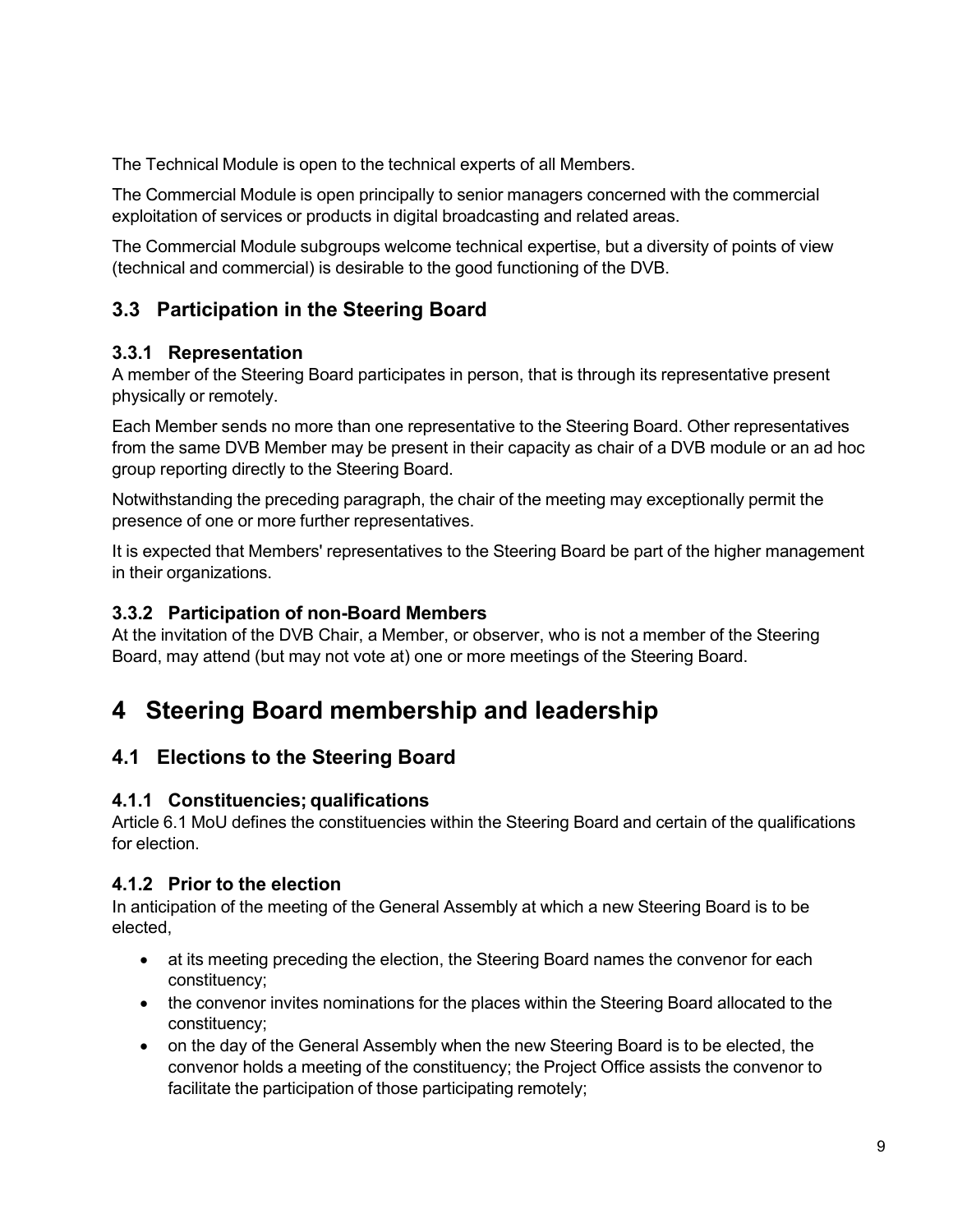The Technical Module is open to the technical experts of all Members.

The Commercial Module is open principally to senior managers concerned with the commercial exploitation of services or products in digital broadcasting and related areas.

The Commercial Module subgroups welcome technical expertise, but a diversity of points of view (technical and commercial) is desirable to the good functioning of the DVB.

## 3.3 Participation in the Steering Board

### 3.3.1 Representation

A member of the Steering Board participates in person, that is through its representative present physically or remotely.

Each Member sends no more than one representative to the Steering Board. Other representatives from the same DVB Member may be present in their capacity as chair of a DVB module or an ad hoc group reporting directly to the Steering Board.

Notwithstanding the preceding paragraph, the chair of the meeting may exceptionally permit the presence of one or more further representatives.

It is expected that Members' representatives to the Steering Board be part of the higher management in their organizations.

### 3.3.2 Participation of non-Board Members

At the invitation of the DVB Chair, a Member, or observer, who is not a member of the Steering Board, may attend (but may not vote at) one or more meetings of the Steering Board.

# 4 Steering Board membership and leadership

## 4.1 Elections to the Steering Board

### 4.1.1 Constituencies; qualifications

Article 6.1 MoU defines the constituencies within the Steering Board and certain of the qualifications for election.

### 4.1.2 Prior to the election

In anticipation of the meeting of the General Assembly at which a new Steering Board is to be elected,

- at its meeting preceding the election, the Steering Board names the convenor for each constituency;
- the convenor invites nominations for the places within the Steering Board allocated to the constituency;
- on the day of the General Assembly when the new Steering Board is to be elected, the convenor holds a meeting of the constituency; the Project Office assists the convenor to facilitate the participation of those participating remotely;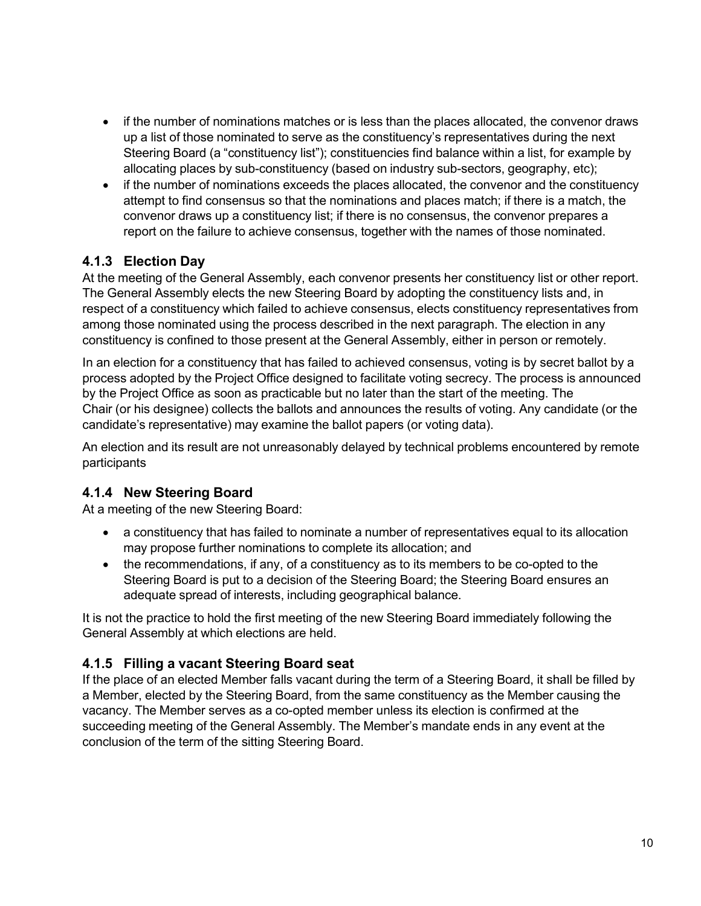- if the number of nominations matches or is less than the places allocated, the convenor draws up a list of those nominated to serve as the constituency's representatives during the next Steering Board (a "constituency list"); constituencies find balance within a list, for example by allocating places by sub-constituency (based on industry sub-sectors, geography, etc);
- if the number of nominations exceeds the places allocated, the convenor and the constituency attempt to find consensus so that the nominations and places match; if there is a match, the convenor draws up a constituency list; if there is no consensus, the convenor prepares a report on the failure to achieve consensus, together with the names of those nominated.

### 4.1.3 Election Day

At the meeting of the General Assembly, each convenor presents her constituency list or other report. The General Assembly elects the new Steering Board by adopting the constituency lists and, in respect of a constituency which failed to achieve consensus, elects constituency representatives from among those nominated using the process described in the next paragraph. The election in any constituency is confined to those present at the General Assembly, either in person or remotely.

In an election for a constituency that has failed to achieved consensus, voting is by secret ballot by a process adopted by the Project Office designed to facilitate voting secrecy. The process is announced by the Project Office as soon as practicable but no later than the start of the meeting. The Chair (or his designee) collects the ballots and announces the results of voting. Any candidate (or the candidate's representative) may examine the ballot papers (or voting data).

An election and its result are not unreasonably delayed by technical problems encountered by remote participants

### 4.1.4 New Steering Board

At a meeting of the new Steering Board:

- a constituency that has failed to nominate a number of representatives equal to its allocation may propose further nominations to complete its allocation; and
- the recommendations, if any, of a constituency as to its members to be co-opted to the Steering Board is put to a decision of the Steering Board; the Steering Board ensures an adequate spread of interests, including geographical balance.

It is not the practice to hold the first meeting of the new Steering Board immediately following the General Assembly at which elections are held.

### 4.1.5 Filling a vacant Steering Board seat

If the place of an elected Member falls vacant during the term of a Steering Board, it shall be filled by a Member, elected by the Steering Board, from the same constituency as the Member causing the vacancy. The Member serves as a co-opted member unless its election is confirmed at the succeeding meeting of the General Assembly. The Member's mandate ends in any event at the conclusion of the term of the sitting Steering Board.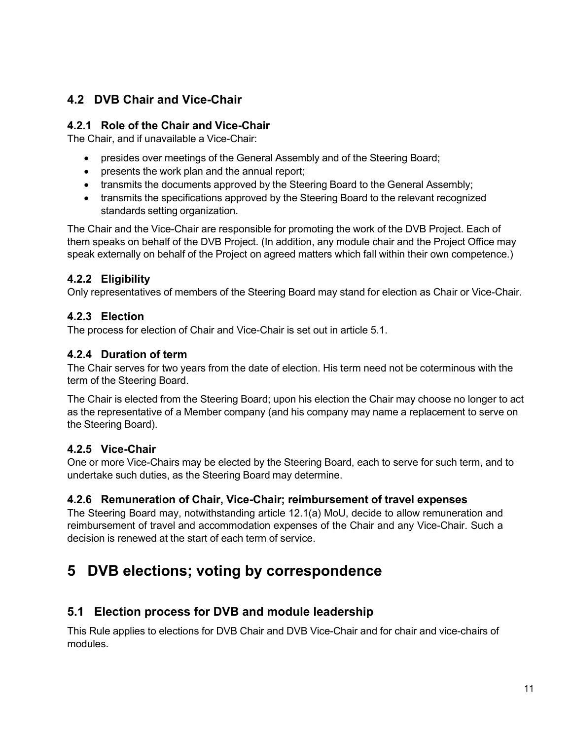## 4.2 DVB Chair and Vice-Chair

### 4.2.1 Role of the Chair and Vice-Chair

The Chair, and if unavailable a Vice-Chair:

- presides over meetings of the General Assembly and of the Steering Board;
- presents the work plan and the annual report;
- transmits the documents approved by the Steering Board to the General Assembly;
- transmits the specifications approved by the Steering Board to the relevant recognized standards setting organization.

The Chair and the Vice-Chair are responsible for promoting the work of the DVB Project. Each of them speaks on behalf of the DVB Project. (In addition, any module chair and the Project Office may speak externally on behalf of the Project on agreed matters which fall within their own competence.)

### 4.2.2 Eligibility

Only representatives of members of the Steering Board may stand for election as Chair or Vice-Chair.

### 4.2.3 Election

The process for election of Chair and Vice-Chair is set out in article 5.1.

### 4.2.4 Duration of term

The Chair serves for two years from the date of election. His term need not be coterminous with the term of the Steering Board.

The Chair is elected from the Steering Board; upon his election the Chair may choose no longer to act as the representative of a Member company (and his company may name a replacement to serve on the Steering Board).

### 4.2.5 Vice-Chair

One or more Vice-Chairs may be elected by the Steering Board, each to serve for such term, and to undertake such duties, as the Steering Board may determine.

### 4.2.6 Remuneration of Chair, Vice-Chair; reimbursement of travel expenses

The Steering Board may, notwithstanding article 12.1(a) MoU, decide to allow remuneration and reimbursement of travel and accommodation expenses of the Chair and any Vice-Chair. Such a decision is renewed at the start of each term of service.

# 5 DVB elections; voting by correspondence

## 5.1 Election process for DVB and module leadership

This Rule applies to elections for DVB Chair and DVB Vice-Chair and for chair and vice-chairs of modules.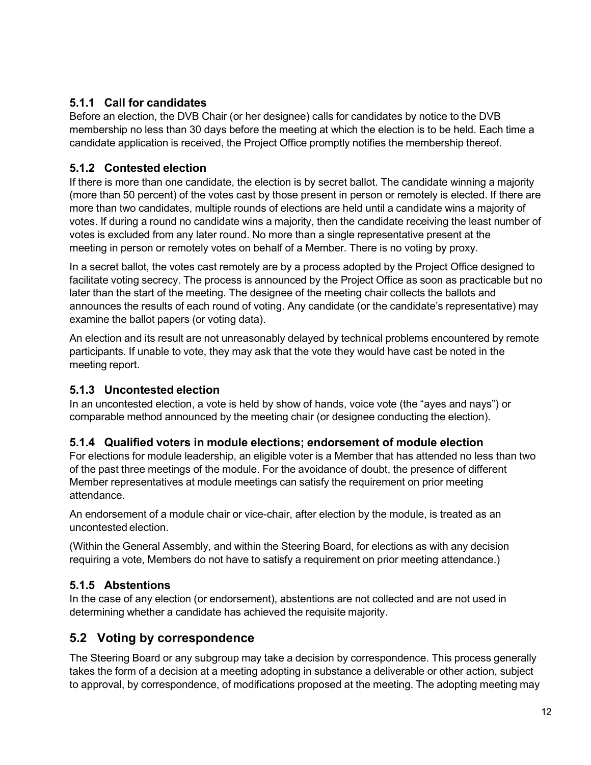### 5.1.1 Call for candidates

Before an election, the DVB Chair (or her designee) calls for candidates by notice to the DVB membership no less than 30 days before the meeting at which the election is to be held. Each time a candidate application is received, the Project Office promptly notifies the membership thereof.

### 5.1.2 Contested election

If there is more than one candidate, the election is by secret ballot. The candidate winning a majority (more than 50 percent) of the votes cast by those present in person or remotely is elected. If there are more than two candidates, multiple rounds of elections are held until a candidate wins a majority of votes. If during a round no candidate wins a majority, then the candidate receiving the least number of votes is excluded from any later round. No more than a single representative present at the meeting in person or remotely votes on behalf of a Member. There is no voting by proxy.

In a secret ballot, the votes cast remotely are by a process adopted by the Project Office designed to facilitate voting secrecy. The process is announced by the Project Office as soon as practicable but no later than the start of the meeting. The designee of the meeting chair collects the ballots and announces the results of each round of voting. Any candidate (or the candidate's representative) may examine the ballot papers (or voting data).

An election and its result are not unreasonably delayed by technical problems encountered by remote participants. If unable to vote, they may ask that the vote they would have cast be noted in the meeting report.

### 5.1.3 Uncontested election

In an uncontested election, a vote is held by show of hands, voice vote (the "ayes and nays") or comparable method announced by the meeting chair (or designee conducting the election).

### 5.1.4 Qualified voters in module elections; endorsement of module election

For elections for module leadership, an eligible voter is a Member that has attended no less than two of the past three meetings of the module. For the avoidance of doubt, the presence of different Member representatives at module meetings can satisfy the requirement on prior meeting attendance.

An endorsement of a module chair or vice-chair, after election by the module, is treated as an uncontested election.

(Within the General Assembly, and within the Steering Board, for elections as with any decision requiring a vote, Members do not have to satisfy a requirement on prior meeting attendance.)

### 5.1.5 Abstentions

In the case of any election (or endorsement), abstentions are not collected and are not used in determining whether a candidate has achieved the requisite majority.

## 5.2 Voting by correspondence

The Steering Board or any subgroup may take a decision by correspondence. This process generally takes the form of a decision at a meeting adopting in substance a deliverable or other action, subject to approval, by correspondence, of modifications proposed at the meeting. The adopting meeting may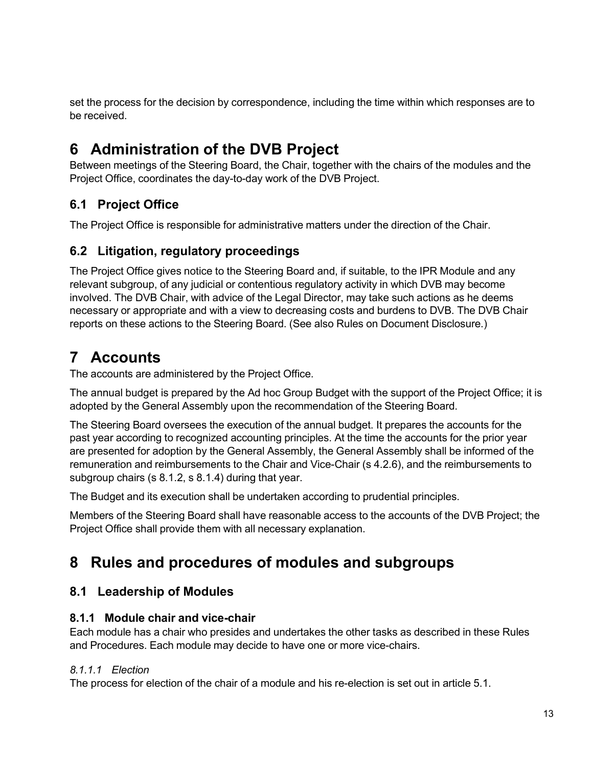set the process for the decision by correspondence, including the time within which responses are to be received.

# 6 Administration of the DVB Project

Between meetings of the Steering Board, the Chair, together with the chairs of the modules and the Project Office, coordinates the day-to-day work of the DVB Project.

## 6.1 Project Office

The Project Office is responsible for administrative matters under the direction of the Chair.

## 6.2 Litigation, regulatory proceedings

The Project Office gives notice to the Steering Board and, if suitable, to the IPR Module and any relevant subgroup, of any judicial or contentious regulatory activity in which DVB may become involved. The DVB Chair, with advice of the Legal Director, may take such actions as he deems necessary or appropriate and with a view to decreasing costs and burdens to DVB. The DVB Chair reports on these actions to the Steering Board. (See also Rules on Document Disclosure.)

# 7 Accounts

The accounts are administered by the Project Office.

The annual budget is prepared by the Ad hoc Group Budget with the support of the Project Office; it is adopted by the General Assembly upon the recommendation of the Steering Board.

The Steering Board oversees the execution of the annual budget. It prepares the accounts for the past year according to recognized accounting principles. At the time the accounts for the prior year are presented for adoption by the General Assembly, the General Assembly shall be informed of the remuneration and reimbursements to the Chair and Vice-Chair (s 4.2.6), and the reimbursements to subgroup chairs (s 8.1.2, s 8.1.4) during that year.

The Budget and its execution shall be undertaken according to prudential principles.

Members of the Steering Board shall have reasonable access to the accounts of the DVB Project; the Project Office shall provide them with all necessary explanation.

# 8 Rules and procedures of modules and subgroups

## 8.1 Leadership of Modules

### 8.1.1 Module chair and vice-chair

Each module has a chair who presides and undertakes the other tasks as described in these Rules and Procedures. Each module may decide to have one or more vice-chairs.

#### *8.1.1.1 Election*

The process for election of the chair of a module and his re-election is set out in article 5.1.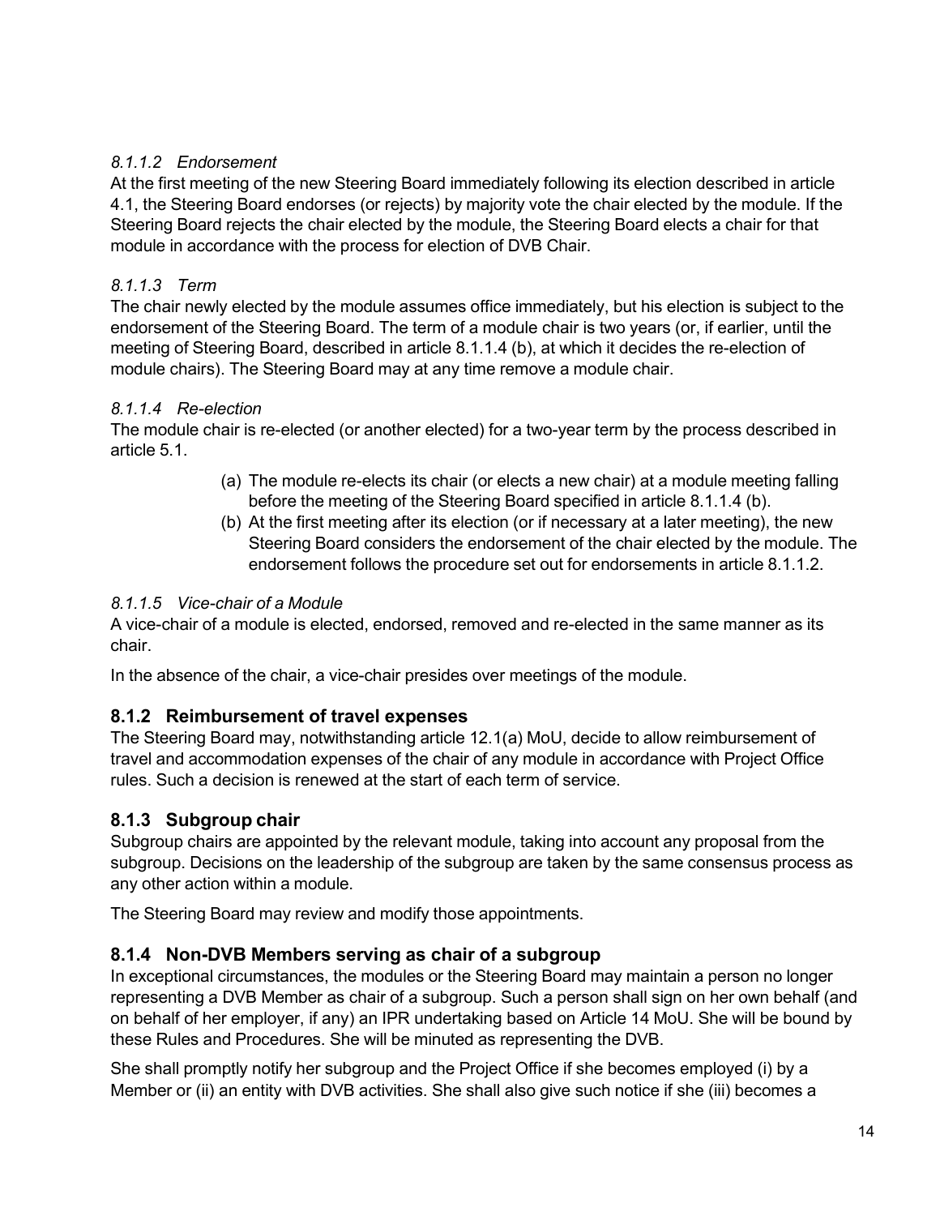#### *8.1.1.2 Endorsement*

At the first meeting of the new Steering Board immediately following its election described in article 4.1, the Steering Board endorses (or rejects) by majority vote the chair elected by the module. If the Steering Board rejects the chair elected by the module, the Steering Board elects a chair for that module in accordance with the process for election of DVB Chair.

#### *8.1.1.3 Term*

The chair newly elected by the module assumes office immediately, but his election is subject to the endorsement of the Steering Board. The term of a module chair is two years (or, if earlier, until the meeting of Steering Board, described in article 8.1.1.4 (b), at which it decides the re-election of module chairs). The Steering Board may at any time remove a module chair.

#### *8.1.1.4 Re-election*

The module chair is re-elected (or another elected) for a two-year term by the process described in article 5.1.

(a) The module re-elects its chair (or elects a new chair) at a module meeting falling before the meeting of the Steering Board specified in article 8.1.1.4 (b).

(b) At the first meeting after its election (or if necessary at a later meeting), the new Steering Board considers the endorsement of the chair elected by the module. The endorsement follows the procedure set out for endorsements in article 8.1.1.2.

#### *8.1.1.5 Vice-chair of a Module*

A vice-chair of a module is elected, endorsed, removed and re-elected in the same manner as its chair.

In the absence of the chair, a vice-chair presides over meetings of the module.

### 8.1.2 Reimbursement of travel expenses

The Steering Board may, notwithstanding article 12.1(a) MoU, decide to allow reimbursement of travel and accommodation expenses of the chair of any module in accordance with Project Office rules. Such a decision is renewed at the start of each term of service.

### 8.1.3 Subgroup chair

Subgroup chairs are appointed by the relevant module, taking into account any proposal from the subgroup. Decisions on the leadership of the subgroup are taken by the same consensus process as any other action within a module.

The Steering Board may review and modify those appointments.

### 8.1.4 Non-DVB Members serving as chair of a subgroup

In exceptional circumstances, the modules or the Steering Board may maintain a person no longer representing a DVB Member as chair of a subgroup. Such a person shall sign on her own behalf (and on behalf of her employer, if any) an IPR undertaking based on Article 14 MoU. She will be bound by these Rules and Procedures. She will be minuted as representing the DVB.

She shall promptly notify her subgroup and the Project Office if she becomes employed (i) by a Member or (ii) an entity with DVB activities. She shall also give such notice if she (iii) becomes a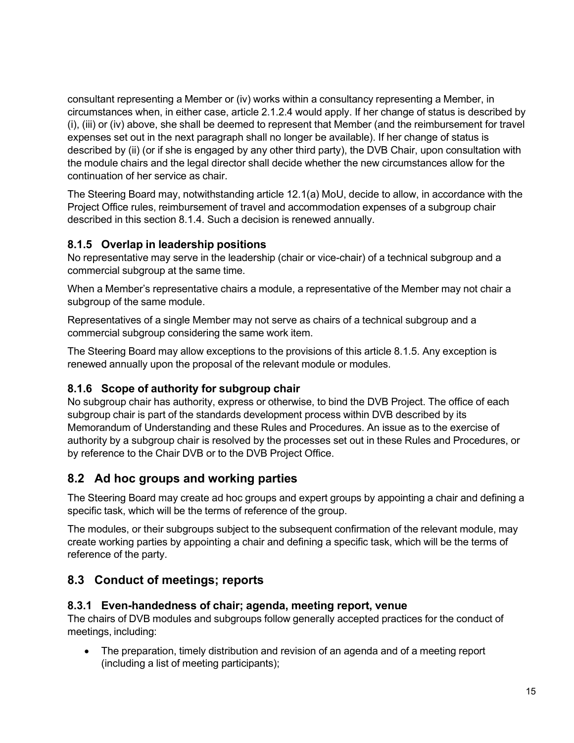consultant representing a Member or (iv) works within a consultancy representing a Member, in circumstances when, in either case, article 2.1.2.4 would apply. If her change of status is described by (i), (iii) or (iv) above, she shall be deemed to represent that Member (and the reimbursement for travel expenses set out in the next paragraph shall no longer be available). If her change of status is described by (ii) (or if she is engaged by any other third party), the DVB Chair, upon consultation with the module chairs and the legal director shall decide whether the new circumstances allow for the continuation of her service as chair.

The Steering Board may, notwithstanding article 12.1(a) MoU, decide to allow, in accordance with the Project Office rules, reimbursement of travel and accommodation expenses of a subgroup chair described in this section 8.1.4. Such a decision is renewed annually.

### 8.1.5 Overlap in leadership positions

No representative may serve in the leadership (chair or vice-chair) of a technical subgroup and a commercial subgroup at the same time.

When a Member's representative chairs a module, a representative of the Member may not chair a subgroup of the same module.

Representatives of a single Member may not serve as chairs of a technical subgroup and a commercial subgroup considering the same work item.

The Steering Board may allow exceptions to the provisions of this article 8.1.5. Any exception is renewed annually upon the proposal of the relevant module or modules.

### 8.1.6 Scope of authority for subgroup chair

No subgroup chair has authority, express or otherwise, to bind the DVB Project. The office of each subgroup chair is part of the standards development process within DVB described by its Memorandum of Understanding and these Rules and Procedures. An issue as to the exercise of authority by a subgroup chair is resolved by the processes set out in these Rules and Procedures, or by reference to the Chair DVB or to the DVB Project Office.

## 8.2 Ad hoc groups and working parties

The Steering Board may create ad hoc groups and expert groups by appointing a chair and defining a specific task, which will be the terms of reference of the group.

The modules, or their subgroups subject to the subsequent confirmation of the relevant module, may create working parties by appointing a chair and defining a specific task, which will be the terms of reference of the party.

## 8.3 Conduct of meetings; reports

### 8.3.1 Even-handedness of chair; agenda, meeting report, venue

The chairs of DVB modules and subgroups follow generally accepted practices for the conduct of meetings, including:

- The preparation, timely distribution and revision of an agenda and of a meeting report (including a list of meeting participants);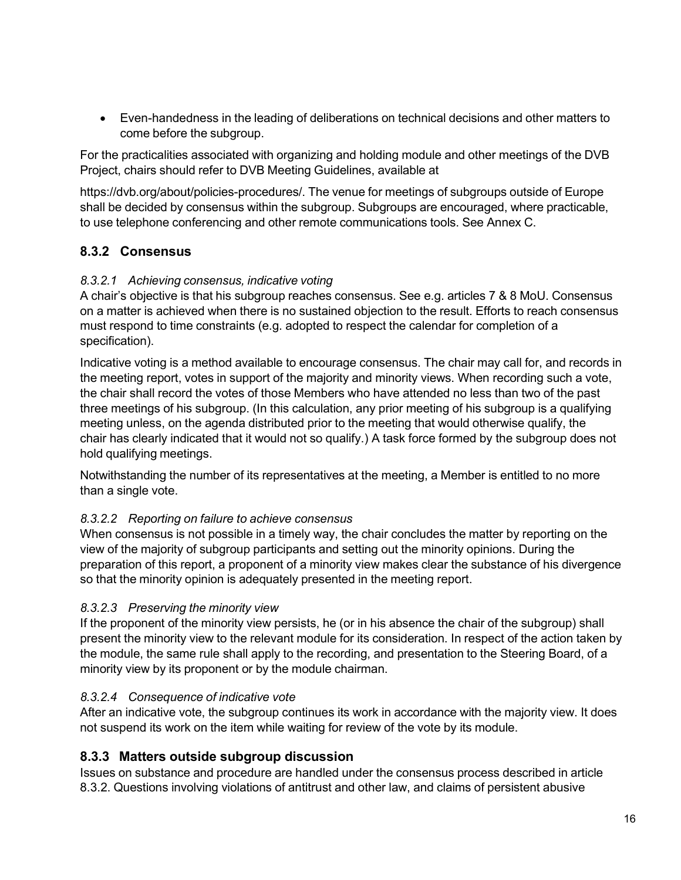- Even-handedness in the leading of deliberations on technical decisions and other matters to come before the subgroup.

For the practicalities associated with organizing and holding module and other meetings of the DVB Project, chairs should refer to DVB Meeting Guidelines, available at

https://dvb.org/about/policies-procedures/. The venue for meetings of subgroups outside of Europe shall be decided by consensus within the subgroup. Subgroups are encouraged, where practicable, to use telephone conferencing and other remote communications tools. See Annex C.

### 8.3.2 Consensus

#### *8.3.2.1 Achieving consensus, indicative voting*

A chair's objective is that his subgroup reaches consensus. See e.g. articles 7 & 8 MoU. Consensus on a matter is achieved when there is no sustained objection to the result. Efforts to reach consensus must respond to time constraints (e.g. adopted to respect the calendar for completion of a specification).

Indicative voting is a method available to encourage consensus. The chair may call for, and records in the meeting report, votes in support of the majority and minority views. When recording such a vote, the chair shall record the votes of those Members who have attended no less than two of the past three meetings of his subgroup. (In this calculation, any prior meeting of his subgroup is a qualifying meeting unless, on the agenda distributed prior to the meeting that would otherwise qualify, the chair has clearly indicated that it would not so qualify.) A task force formed by the subgroup does not hold qualifying meetings.

Notwithstanding the number of its representatives at the meeting, a Member is entitled to no more than a single vote.

#### *8.3.2.2 Reporting on failure to achieve consensus*

When consensus is not possible in a timely way, the chair concludes the matter by reporting on the view of the majority of subgroup participants and setting out the minority opinions. During the preparation of this report, a proponent of a minority view makes clear the substance of his divergence so that the minority opinion is adequately presented in the meeting report.

#### *8.3.2.3 Preserving the minority view*

If the proponent of the minority view persists, he (or in his absence the chair of the subgroup) shall present the minority view to the relevant module for its consideration. In respect of the action taken by the module, the same rule shall apply to the recording, and presentation to the Steering Board, of a minority view by its proponent or by the module chairman.

#### *8.3.2.4 Consequence of indicative vote*

After an indicative vote, the subgroup continues its work in accordance with the majority view. It does not suspend its work on the item while waiting for review of the vote by its module.

### 8.3.3 Matters outside subgroup discussion

Issues on substance and procedure are handled under the consensus process described in article 8.3.2. Questions involving violations of antitrust and other law, and claims of persistent abusive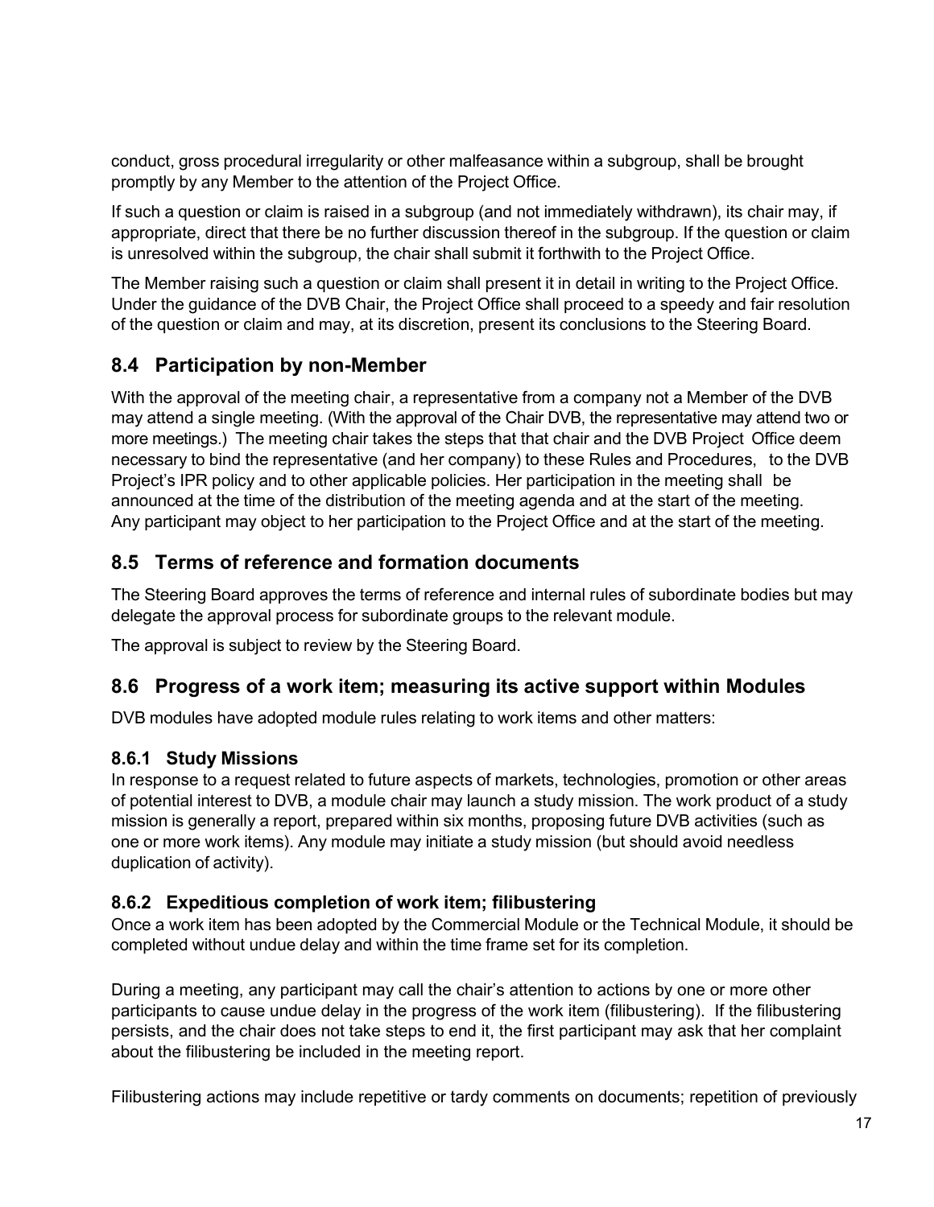conduct, gross procedural irregularity or other malfeasance within a subgroup, shall be brought promptly by any Member to the attention of the Project Office.

If such a question or claim is raised in a subgroup (and not immediately withdrawn), its chair may, if appropriate, direct that there be no further discussion thereof in the subgroup. If the question or claim is unresolved within the subgroup, the chair shall submit it forthwith to the Project Office.

The Member raising such a question or claim shall present it in detail in writing to the Project Office. Under the guidance of the DVB Chair, the Project Office shall proceed to a speedy and fair resolution of the question or claim and may, at its discretion, present its conclusions to the Steering Board.

## 8.4 Participation by non-Member

With the approval of the meeting chair, a representative from a company not a Member of the DVB may attend a single meeting. (With the approval of the Chair DVB, the representative may attend two or more meetings.) The meeting chair takes the steps that that chair and the DVB Project Office deem necessary to bind the representative (and her company) to these Rules and Procedures, to the DVB Project's IPR policy and to other applicable policies. Her participation in the meeting shall be announced at the time of the distribution of the meeting agenda and at the start of the meeting. Any participant may object to her participation to the Project Office and at the start of the meeting.

## 8.5 Terms of reference and formation documents

The Steering Board approves the terms of reference and internal rules of subordinate bodies but may delegate the approval process for subordinate groups to the relevant module.

The approval is subject to review by the Steering Board.

## 8.6 Progress of a work item; measuring its active support within Modules

DVB modules have adopted module rules relating to work items and other matters:

### 8.6.1 Study Missions

In response to a request related to future aspects of markets, technologies, promotion or other areas of potential interest to DVB, a module chair may launch a study mission. The work product of a study mission is generally a report, prepared within six months, proposing future DVB activities (such as one or more work items). Any module may initiate a study mission (but should avoid needless duplication of activity).

### 8.6.2 Expeditious completion of work item; filibustering

Once a work item has been adopted by the Commercial Module or the Technical Module, it should be completed without undue delay and within the time frame set for its completion.

During a meeting, any participant may call the chair's attention to actions by one or more other participants to cause undue delay in the progress of the work item (filibustering). If the filibustering persists, and the chair does not take steps to end it, the first participant may ask that her complaint about the filibustering be included in the meeting report.

Filibustering actions may include repetitive or tardy comments on documents; repetition of previously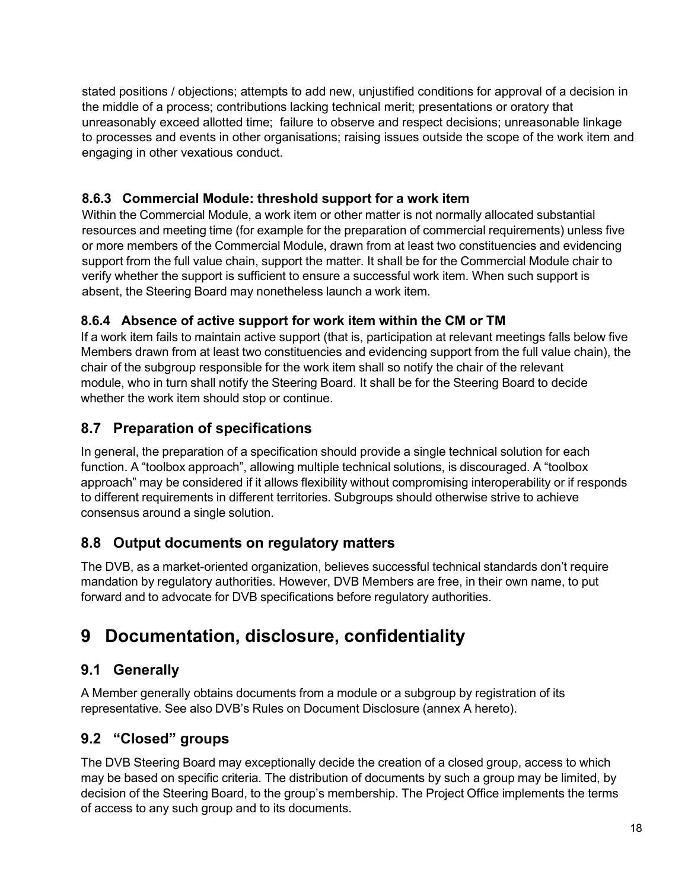stated positions / objections; attempts to add new, unjustified conditions for approval of a decision in the middle of a process; contributions lacking technical merit; presentations or oratory that unreasonably exceed allotted time; failure to observe and respect decisions; unreasonable linkage to processes and events in other organisations; raising issues outside the scope of the work item and engaging in other vexatious conduct.

### 8.6.3 Commercial Module: threshold support for a work item

Within the Commercial Module, a work item or other matter is not normally allocated substantial resources and meeting time (for example for the preparation of commercial requirements) unless five or more members of the Commercial Module, drawn from at least two constituencies and evidencing support from the full value chain, support the matter. It shall be for the Commercial Module chair to verify whether the support is sufficient to ensure a successful work item. When such support is absent, the Steering Board may nonetheless launch a work item.

### 8.6.4 Absence of active support for work item within the CM or TM

If a work item fails to maintain active support (that is, participation at relevant meetings falls below five Members drawn from at least two constituencies and evidencing support from the full value chain), the chair of the subgroup responsible for the work item shall so notify the chair of the relevant module, who in turn shall notify the Steering Board. It shall be for the Steering Board to decide whether the work item should stop or continue.

## 8.7 Preparation of specifications

In general, the preparation of a specification should provide a single technical solution for each function. A "toolbox approach", allowing multiple technical solutions, is discouraged. A "toolbox approach" may be considered if it allows flexibility without compromising interoperability or if responds to different requirements in different territories. Subgroups should otherwise strive to achieve consensus around a single solution.

## 8.8 Output documents on regulatory matters

The DVB, as a market-oriented organization, believes successful technical standards don't require mandation by regulatory authorities. However, DVB Members are free, in their own name, to put forward and to advocate for DVB specifications before regulatory authorities.

# 9 Documentation, disclosure, confidentiality

## 9.1 Generally

A Member generally obtains documents from a module or a subgroup by registration of its representative. See also DVB's Rules on Document Disclosure (annex A hereto).

## 9.2 "Closed" groups

The DVB Steering Board may exceptionally decide the creation of a closed group, access to which may be based on specific criteria. The distribution of documents by such a group may be limited, by decision of the Steering Board, to the group's membership. The Project Office implements the terms of access to any such group and to its documents.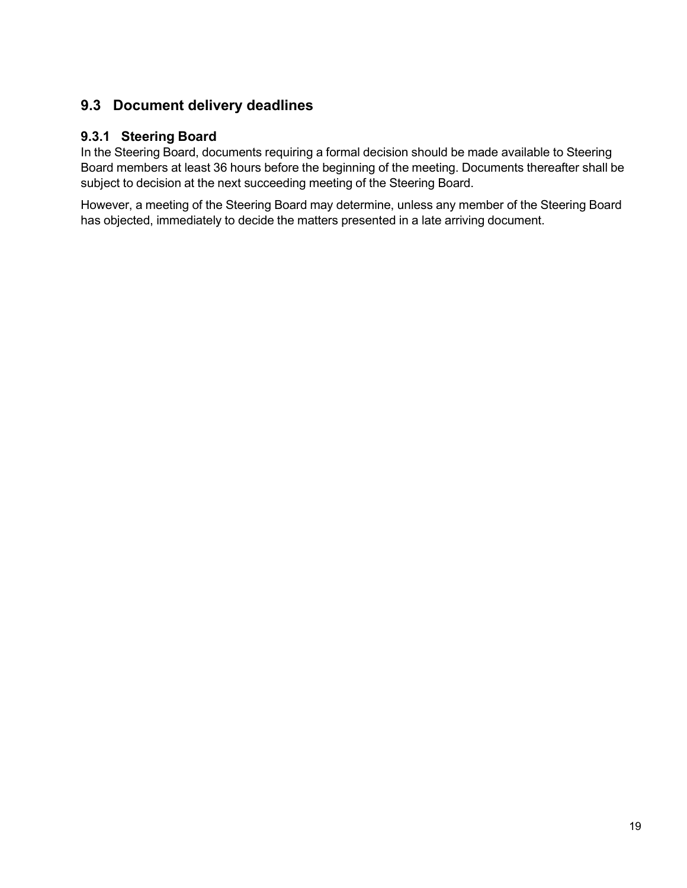## 9.3 Document delivery deadlines

### 9.3.1 Steering Board

In the Steering Board, documents requiring a formal decision should be made available to Steering Board members at least 36 hours before the beginning of the meeting. Documents thereafter shall be subject to decision at the next succeeding meeting of the Steering Board.

However, a meeting of the Steering Board may determine, unless any member of the Steering Board has objected, immediately to decide the matters presented in a late arriving document.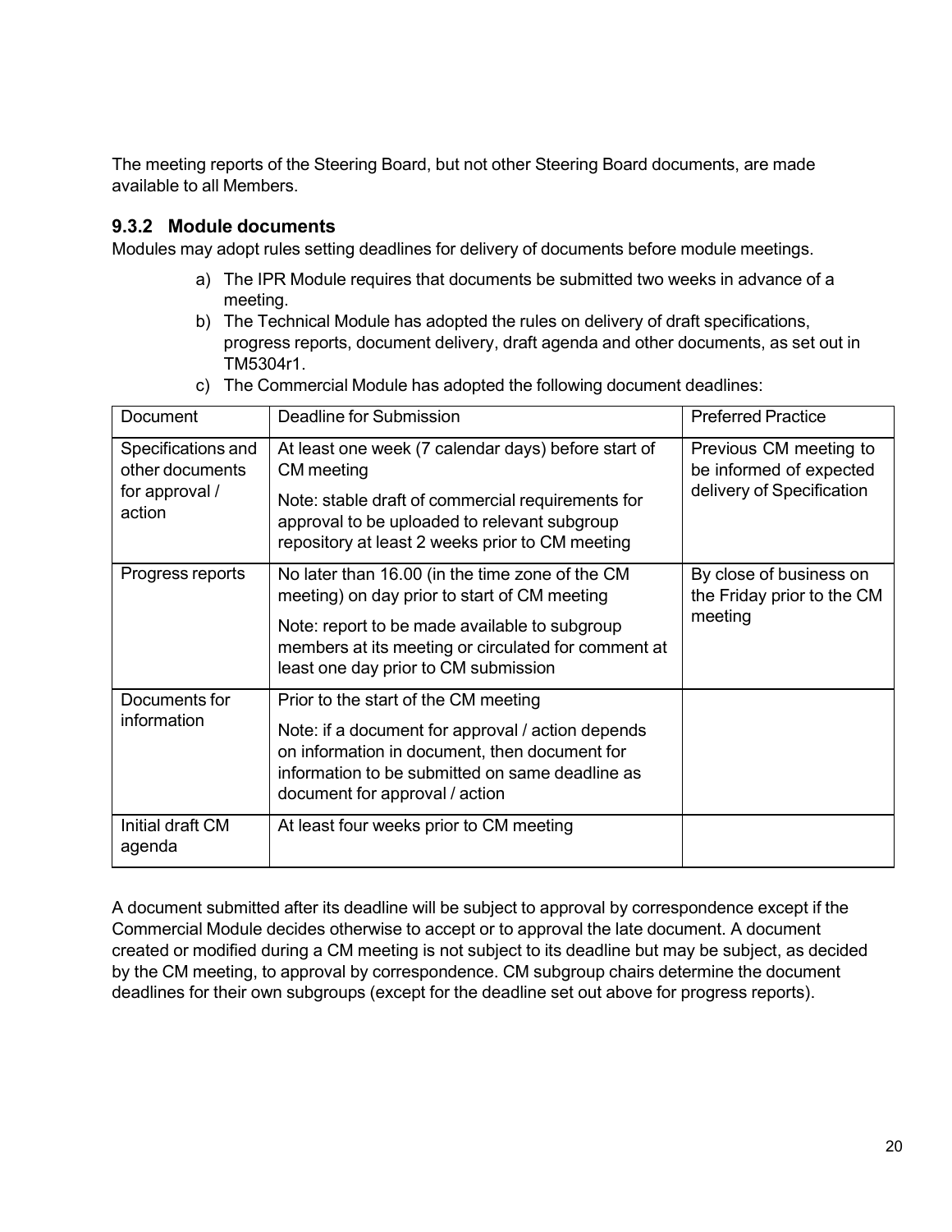The meeting reports of the Steering Board, but not other Steering Board documents, are made available to all Members.

### 9.3.2 Module documents

Modules may adopt rules setting deadlines for delivery of documents before module meetings.

a) The IPR Module requires that documents be submitted two weeks in advance of a meeting.
b) The Technical Module has adopted the rules on delivery of draft specifications, progress reports, document delivery, draft agenda and other documents, as set out in TM5304r1.
c) The Commercial Module has adopted the following document deadlines:

| Document | Deadline for Submission | Preferred Practice |
|---|---|---|
| Specifications and other documents for approval / action | At least one week (7 calendar days) before start of CM meeting<br><br>Note: stable draft of commercial requirements for approval to be uploaded to relevant subgroup repository at least 2 weeks prior to CM meeting | Previous CM meeting to be informed of expected delivery of Specification |
| Progress reports | No later than 16.00 (in the time zone of the CM meeting) on day prior to start of CM meeting<br><br>Note: report to be made available to subgroup members at its meeting or circulated for comment at least one day prior to CM submission | By close of business on the Friday prior to the CM meeting |
| Documents for information | Prior to the start of the CM meeting<br><br>Note: if a document for approval / action depends on information in document, then document for information to be submitted on same deadline as document for approval / action | |
| Initial draft CM agenda | At least four weeks prior to CM meeting | |

A document submitted after its deadline will be subject to approval by correspondence except if the Commercial Module decides otherwise to accept or to approval the late document. A document created or modified during a CM meeting is not subject to its deadline but may be subject, as decided by the CM meeting, to approval by correspondence. CM subgroup chairs determine the document deadlines for their own subgroups (except for the deadline set out above for progress reports).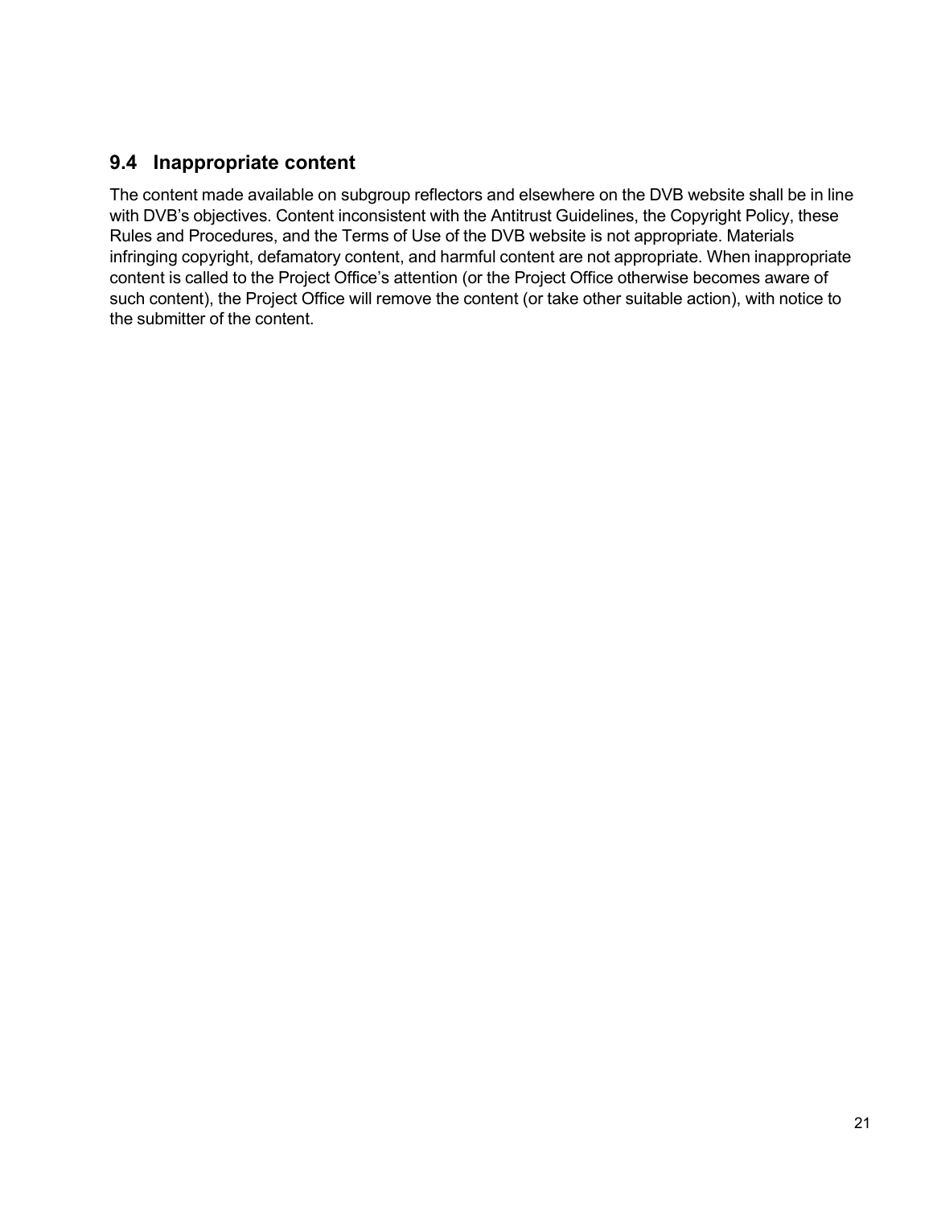## 9.4 Inappropriate content

The content made available on subgroup reflectors and elsewhere on the DVB website shall be in line with DVB's objectives. Content inconsistent with the Antitrust Guidelines, the Copyright Policy, these Rules and Procedures, and the Terms of Use of the DVB website is not appropriate. Materials infringing copyright, defamatory content, and harmful content are not appropriate. When inappropriate content is called to the Project Office's attention (or the Project Office otherwise becomes aware of such content), the Project Office will remove the content (or take other suitable action), with notice to the submitter of the content.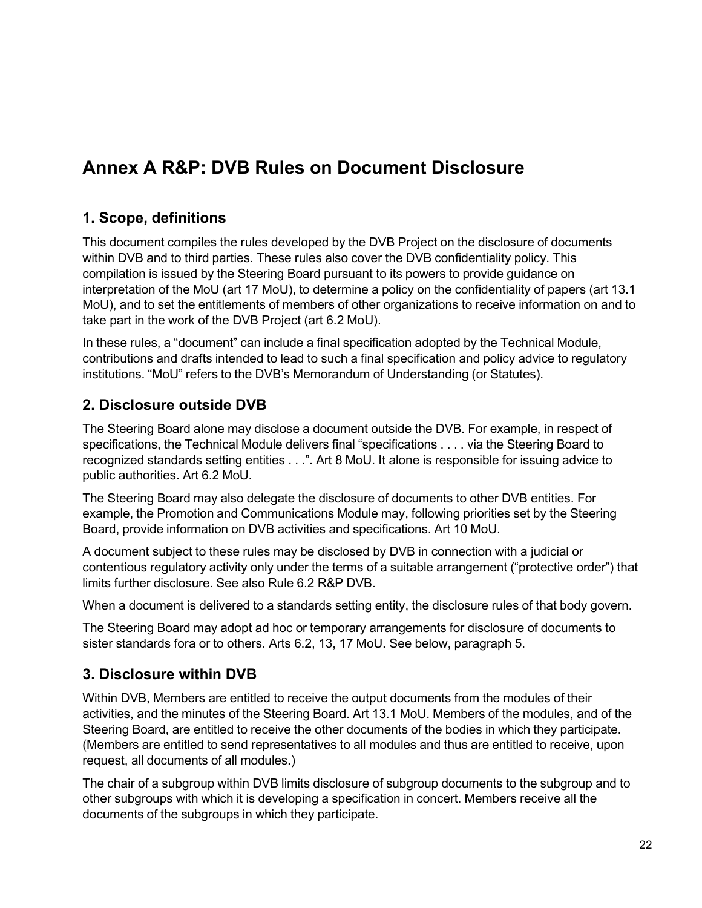# Annex A R&P: DVB Rules on Document Disclosure

## 1. Scope, definitions

This document compiles the rules developed by the DVB Project on the disclosure of documents within DVB and to third parties. These rules also cover the DVB confidentiality policy. This compilation is issued by the Steering Board pursuant to its powers to provide guidance on interpretation of the MoU (art 17 MoU), to determine a policy on the confidentiality of papers (art 13.1 MoU), and to set the entitlements of members of other organizations to receive information on and to take part in the work of the DVB Project (art 6.2 MoU).

In these rules, a "document" can include a final specification adopted by the Technical Module, contributions and drafts intended to lead to such a final specification and policy advice to regulatory institutions. "MoU" refers to the DVB's Memorandum of Understanding (or Statutes).

## 2. Disclosure outside DVB

The Steering Board alone may disclose a document outside the DVB. For example, in respect of specifications, the Technical Module delivers final "specifications . . . . via the Steering Board to recognized standards setting entities . . .". Art 8 MoU. It alone is responsible for issuing advice to public authorities. Art 6.2 MoU.

The Steering Board may also delegate the disclosure of documents to other DVB entities. For example, the Promotion and Communications Module may, following priorities set by the Steering Board, provide information on DVB activities and specifications. Art 10 MoU.

A document subject to these rules may be disclosed by DVB in connection with a judicial or contentious regulatory activity only under the terms of a suitable arrangement ("protective order") that limits further disclosure. See also Rule 6.2 R&P DVB.

When a document is delivered to a standards setting entity, the disclosure rules of that body govern.

The Steering Board may adopt ad hoc or temporary arrangements for disclosure of documents to sister standards fora or to others. Arts 6.2, 13, 17 MoU. See below, paragraph 5.

## 3. Disclosure within DVB

Within DVB, Members are entitled to receive the output documents from the modules of their activities, and the minutes of the Steering Board. Art 13.1 MoU. Members of the modules, and of the Steering Board, are entitled to receive the other documents of the bodies in which they participate. (Members are entitled to send representatives to all modules and thus are entitled to receive, upon request, all documents of all modules.)

The chair of a subgroup within DVB limits disclosure of subgroup documents to the subgroup and to other subgroups with which it is developing a specification in concert. Members receive all the documents of the subgroups in which they participate.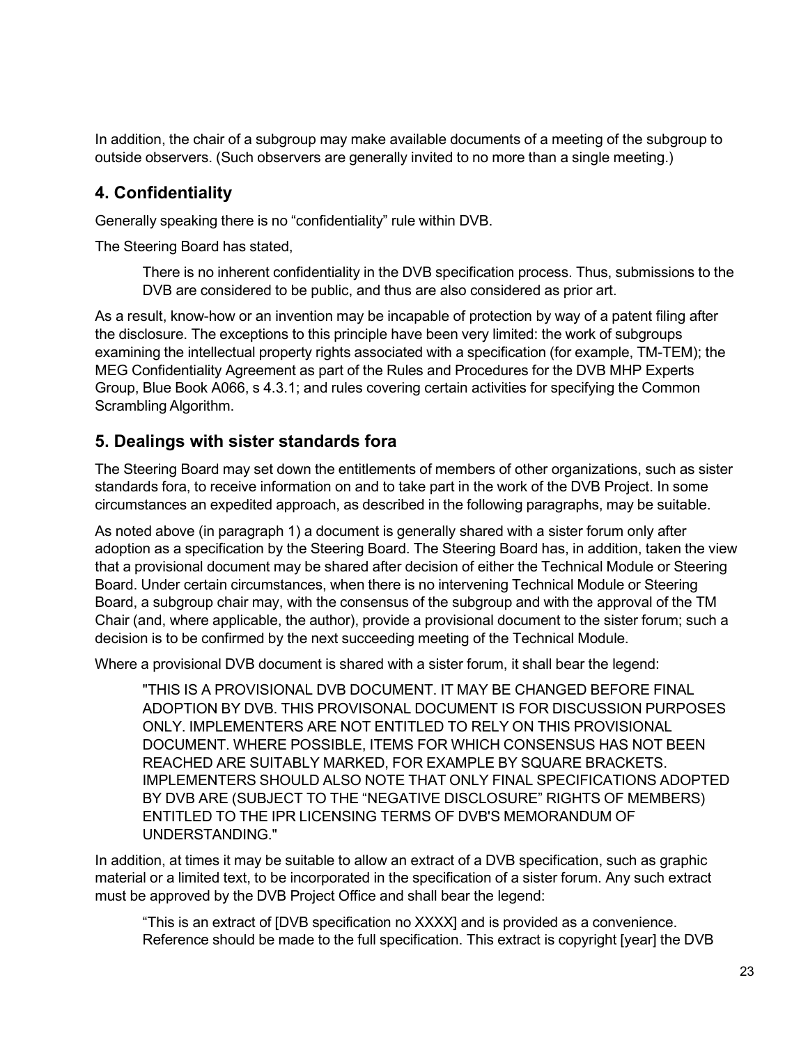In addition, the chair of a subgroup may make available documents of a meeting of the subgroup to outside observers. (Such observers are generally invited to no more than a single meeting.)

## 4. Confidentiality

Generally speaking there is no “confidentiality” rule within DVB.

The Steering Board has stated,

> There is no inherent confidentiality in the DVB specification process. Thus, submissions to the DVB are considered to be public, and thus are also considered as prior art.

As a result, know-how or an invention may be incapable of protection by way of a patent filing after the disclosure. The exceptions to this principle have been very limited: the work of subgroups examining the intellectual property rights associated with a specification (for example, TM-TEM); the MEG Confidentiality Agreement as part of the Rules and Procedures for the DVB MHP Experts Group, Blue Book A066, s 4.3.1; and rules covering certain activities for specifying the Common Scrambling Algorithm.

## 5. Dealings with sister standards fora

The Steering Board may set down the entitlements of members of other organizations, such as sister standards fora, to receive information on and to take part in the work of the DVB Project. In some circumstances an expedited approach, as described in the following paragraphs, may be suitable.

As noted above (in paragraph 1) a document is generally shared with a sister forum only after adoption as a specification by the Steering Board. The Steering Board has, in addition, taken the view that a provisional document may be shared after decision of either the Technical Module or Steering Board. Under certain circumstances, when there is no intervening Technical Module or Steering Board, a subgroup chair may, with the consensus of the subgroup and with the approval of the TM Chair (and, where applicable, the author), provide a provisional document to the sister forum; such a decision is to be confirmed by the next succeeding meeting of the Technical Module.

Where a provisional DVB document is shared with a sister forum, it shall bear the legend:

> "THIS IS A PROVISIONAL DVB DOCUMENT. IT MAY BE CHANGED BEFORE FINAL ADOPTION BY DVB. THIS PROVISONAL DOCUMENT IS FOR DISCUSSION PURPOSES ONLY. IMPLEMENTERS ARE NOT ENTITLED TO RELY ON THIS PROVISIONAL DOCUMENT. WHERE POSSIBLE, ITEMS FOR WHICH CONSENSUS HAS NOT BEEN REACHED ARE SUITABLY MARKED, FOR EXAMPLE BY SQUARE BRACKETS. IMPLEMENTERS SHOULD ALSO NOTE THAT ONLY FINAL SPECIFICATIONS ADOPTED BY DVB ARE (SUBJECT TO THE “NEGATIVE DISCLOSURE” RIGHTS OF MEMBERS) ENTITLED TO THE IPR LICENSING TERMS OF DVB'S MEMORANDUM OF UNDERSTANDING."

In addition, at times it may be suitable to allow an extract of a DVB specification, such as graphic material or a limited text, to be incorporated in the specification of a sister forum. Any such extract must be approved by the DVB Project Office and shall bear the legend:

> “This is an extract of [DVB specification no XXXX] and is provided as a convenience. Reference should be made to the full specification. This extract is copyright [year] the DVB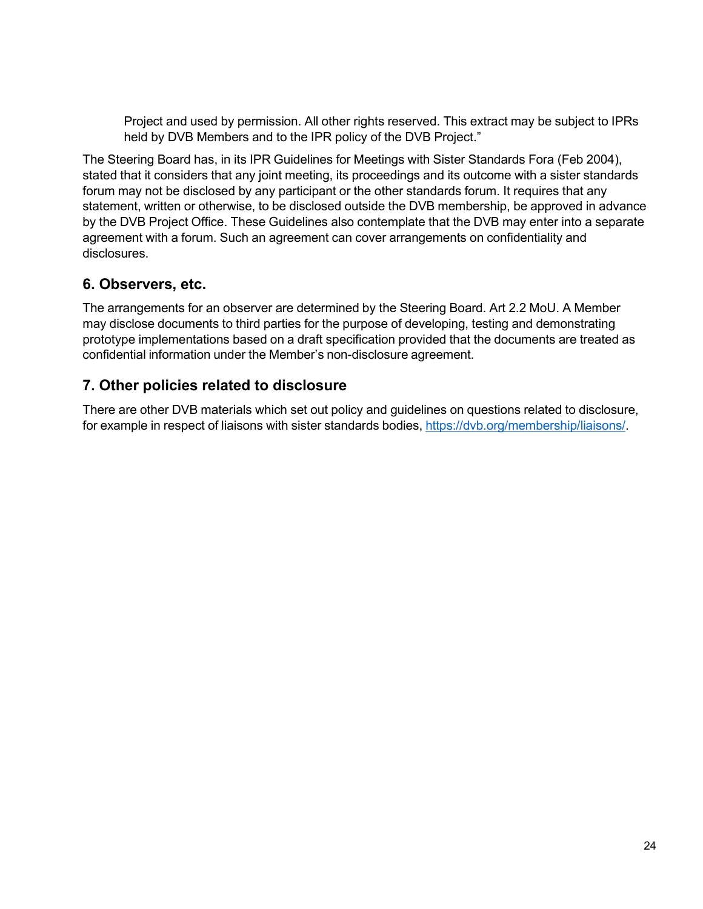> Project and used by permission. All other rights reserved. This extract may be subject to IPRs held by DVB Members and to the IPR policy of the DVB Project."

The Steering Board has, in its IPR Guidelines for Meetings with Sister Standards Fora (Feb 2004), stated that it considers that any joint meeting, its proceedings and its outcome with a sister standards forum may not be disclosed by any participant or the other standards forum. It requires that any statement, written or otherwise, to be disclosed outside the DVB membership, be approved in advance by the DVB Project Office. These Guidelines also contemplate that the DVB may enter into a separate agreement with a forum. Such an agreement can cover arrangements on confidentiality and disclosures.

## 6. Observers, etc.

The arrangements for an observer are determined by the Steering Board. Art 2.2 MoU. A Member may disclose documents to third parties for the purpose of developing, testing and demonstrating prototype implementations based on a draft specification provided that the documents are treated as confidential information under the Member's non-disclosure agreement.

## 7. Other policies related to disclosure

There are other DVB materials which set out policy and guidelines on questions related to disclosure, for example in respect of liaisons with sister standards bodies, [https://dvb.org/membership/liaisons/](https://dvb.org/membership/liaisons/).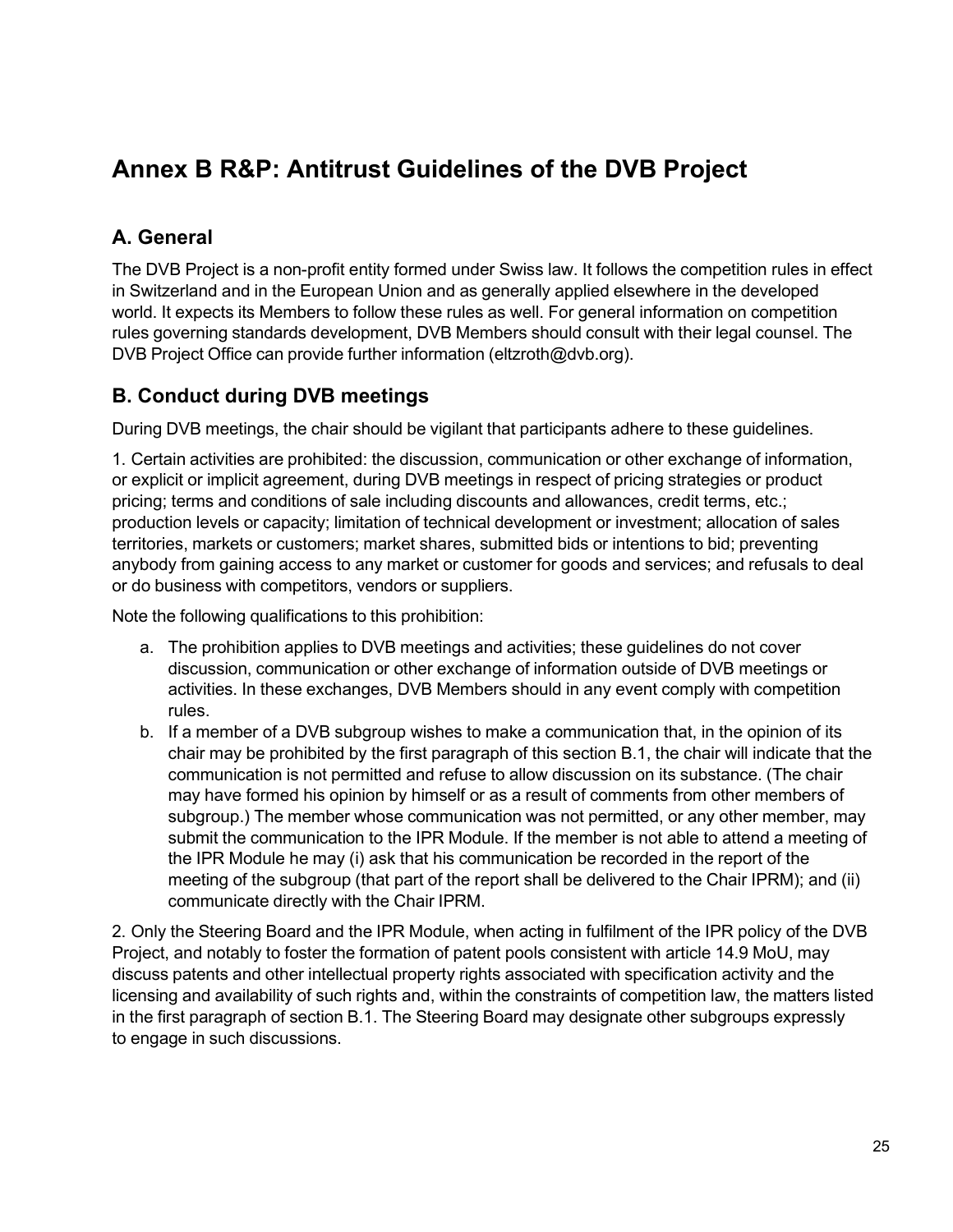# Annex B R&P: Antitrust Guidelines of the DVB Project

## A. General

The DVB Project is a non-profit entity formed under Swiss law. It follows the competition rules in effect in Switzerland and in the European Union and as generally applied elsewhere in the developed world. It expects its Members to follow these rules as well. For general information on competition rules governing standards development, DVB Members should consult with their legal counsel. The DVB Project Office can provide further information (eltzroth@dvb.org).

## B. Conduct during DVB meetings

During DVB meetings, the chair should be vigilant that participants adhere to these guidelines.

1. Certain activities are prohibited: the discussion, communication or other exchange of information, or explicit or implicit agreement, during DVB meetings in respect of pricing strategies or product pricing; terms and conditions of sale including discounts and allowances, credit terms, etc.; production levels or capacity; limitation of technical development or investment; allocation of sales territories, markets or customers; market shares, submitted bids or intentions to bid; preventing anybody from gaining access to any market or customer for goods and services; and refusals to deal or do business with competitors, vendors or suppliers.

Note the following qualifications to this prohibition:

a. The prohibition applies to DVB meetings and activities; these guidelines do not cover discussion, communication or other exchange of information outside of DVB meetings or activities. In these exchanges, DVB Members should in any event comply with competition rules.

b. If a member of a DVB subgroup wishes to make a communication that, in the opinion of its chair may be prohibited by the first paragraph of this section B.1, the chair will indicate that the communication is not permitted and refuse to allow discussion on its substance. (The chair may have formed his opinion by himself or as a result of comments from other members of subgroup.) The member whose communication was not permitted, or any other member, may submit the communication to the IPR Module. If the member is not able to attend a meeting of the IPR Module he may (i) ask that his communication be recorded in the report of the meeting of the subgroup (that part of the report shall be delivered to the Chair IPRM); and (ii) communicate directly with the Chair IPRM.

2. Only the Steering Board and the IPR Module, when acting in fulfilment of the IPR policy of the DVB Project, and notably to foster the formation of patent pools consistent with article 14.9 MoU, may discuss patents and other intellectual property rights associated with specification activity and the licensing and availability of such rights and, within the constraints of competition law, the matters listed in the first paragraph of section B.1. The Steering Board may designate other subgroups expressly to engage in such discussions.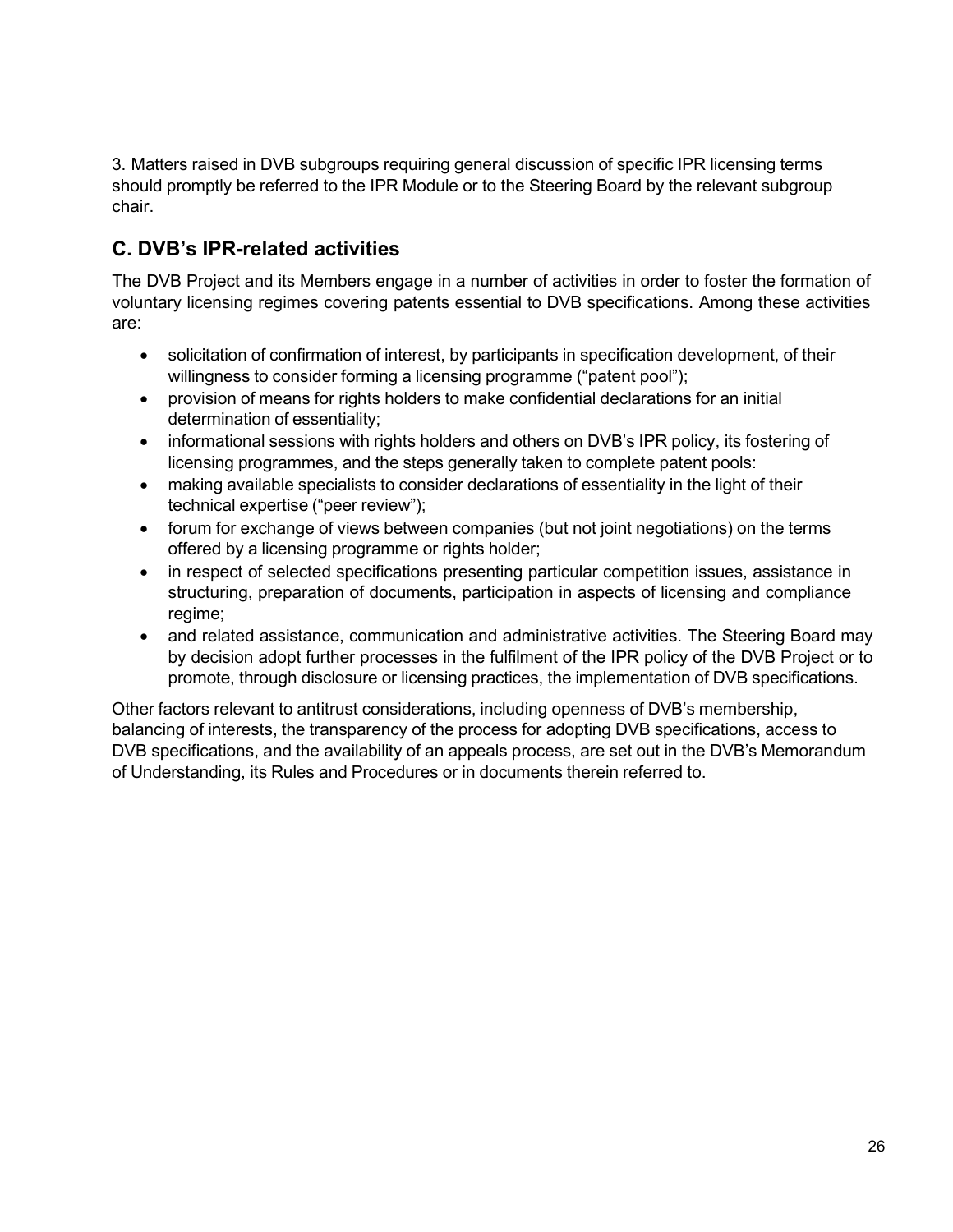3. Matters raised in DVB subgroups requiring general discussion of specific IPR licensing terms should promptly be referred to the IPR Module or to the Steering Board by the relevant subgroup chair.

## C. DVB's IPR-related activities

The DVB Project and its Members engage in a number of activities in order to foster the formation of voluntary licensing regimes covering patents essential to DVB specifications. Among these activities are:

- solicitation of confirmation of interest, by participants in specification development, of their willingness to consider forming a licensing programme ("patent pool");
- provision of means for rights holders to make confidential declarations for an initial determination of essentiality;
- informational sessions with rights holders and others on DVB's IPR policy, its fostering of licensing programmes, and the steps generally taken to complete patent pools:
- making available specialists to consider declarations of essentiality in the light of their technical expertise ("peer review");
- forum for exchange of views between companies (but not joint negotiations) on the terms offered by a licensing programme or rights holder;
- in respect of selected specifications presenting particular competition issues, assistance in structuring, preparation of documents, participation in aspects of licensing and compliance regime;
- and related assistance, communication and administrative activities. The Steering Board may by decision adopt further processes in the fulfilment of the IPR policy of the DVB Project or to promote, through disclosure or licensing practices, the implementation of DVB specifications.

Other factors relevant to antitrust considerations, including openness of DVB's membership, balancing of interests, the transparency of the process for adopting DVB specifications, access to DVB specifications, and the availability of an appeals process, are set out in the DVB's Memorandum of Understanding, its Rules and Procedures or in documents therein referred to.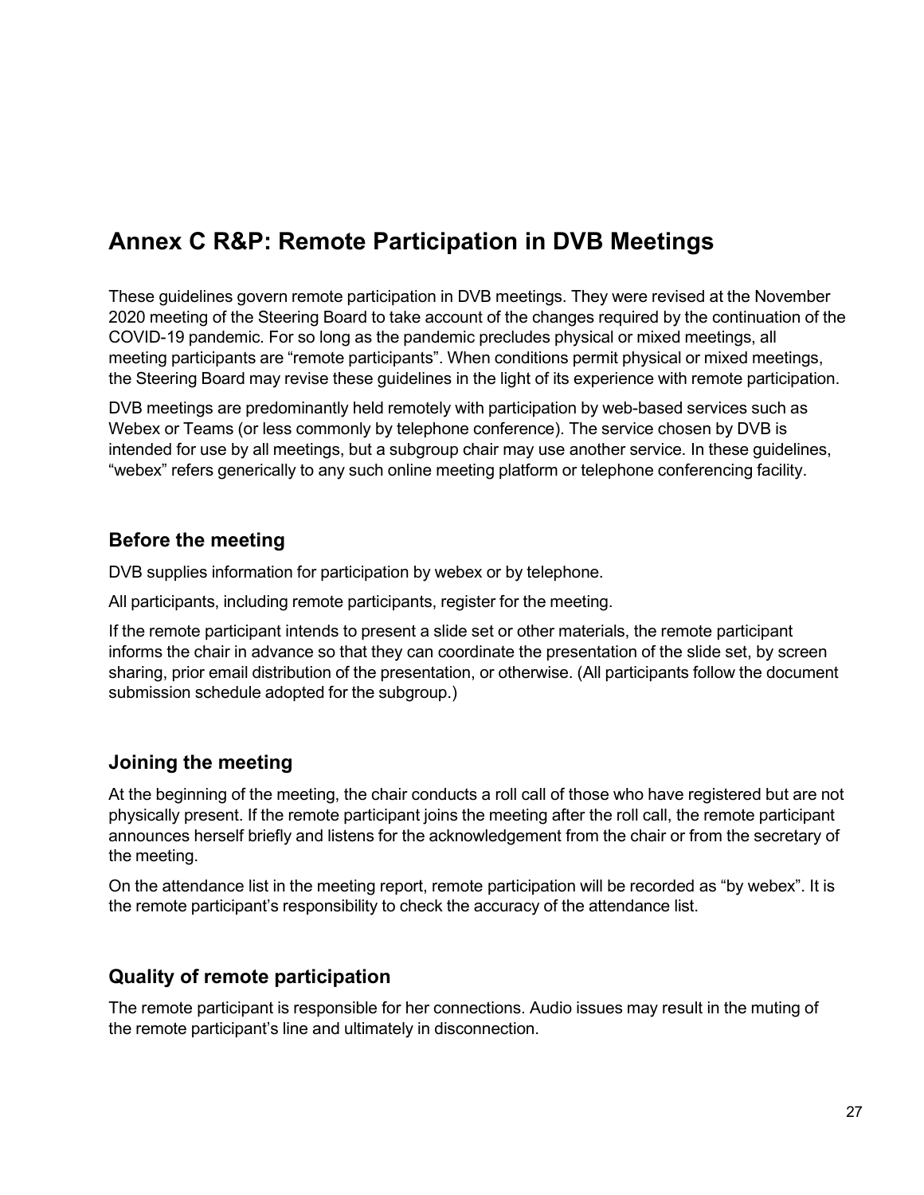# Annex C R&P: Remote Participation in DVB Meetings

These guidelines govern remote participation in DVB meetings. They were revised at the November 2020 meeting of the Steering Board to take account of the changes required by the continuation of the COVID-19 pandemic. For so long as the pandemic precludes physical or mixed meetings, all meeting participants are "remote participants". When conditions permit physical or mixed meetings, the Steering Board may revise these guidelines in the light of its experience with remote participation.

DVB meetings are predominantly held remotely with participation by web-based services such as Webex or Teams (or less commonly by telephone conference). The service chosen by DVB is intended for use by all meetings, but a subgroup chair may use another service. In these guidelines, "webex" refers generically to any such online meeting platform or telephone conferencing facility.

## Before the meeting

DVB supplies information for participation by webex or by telephone.

All participants, including remote participants, register for the meeting.

If the remote participant intends to present a slide set or other materials, the remote participant informs the chair in advance so that they can coordinate the presentation of the slide set, by screen sharing, prior email distribution of the presentation, or otherwise. (All participants follow the document submission schedule adopted for the subgroup.)

## Joining the meeting

At the beginning of the meeting, the chair conducts a roll call of those who have registered but are not physically present. If the remote participant joins the meeting after the roll call, the remote participant announces herself briefly and listens for the acknowledgement from the chair or from the secretary of the meeting.

On the attendance list in the meeting report, remote participation will be recorded as "by webex". It is the remote participant's responsibility to check the accuracy of the attendance list.

## Quality of remote participation

The remote participant is responsible for her connections. Audio issues may result in the muting of the remote participant's line and ultimately in disconnection.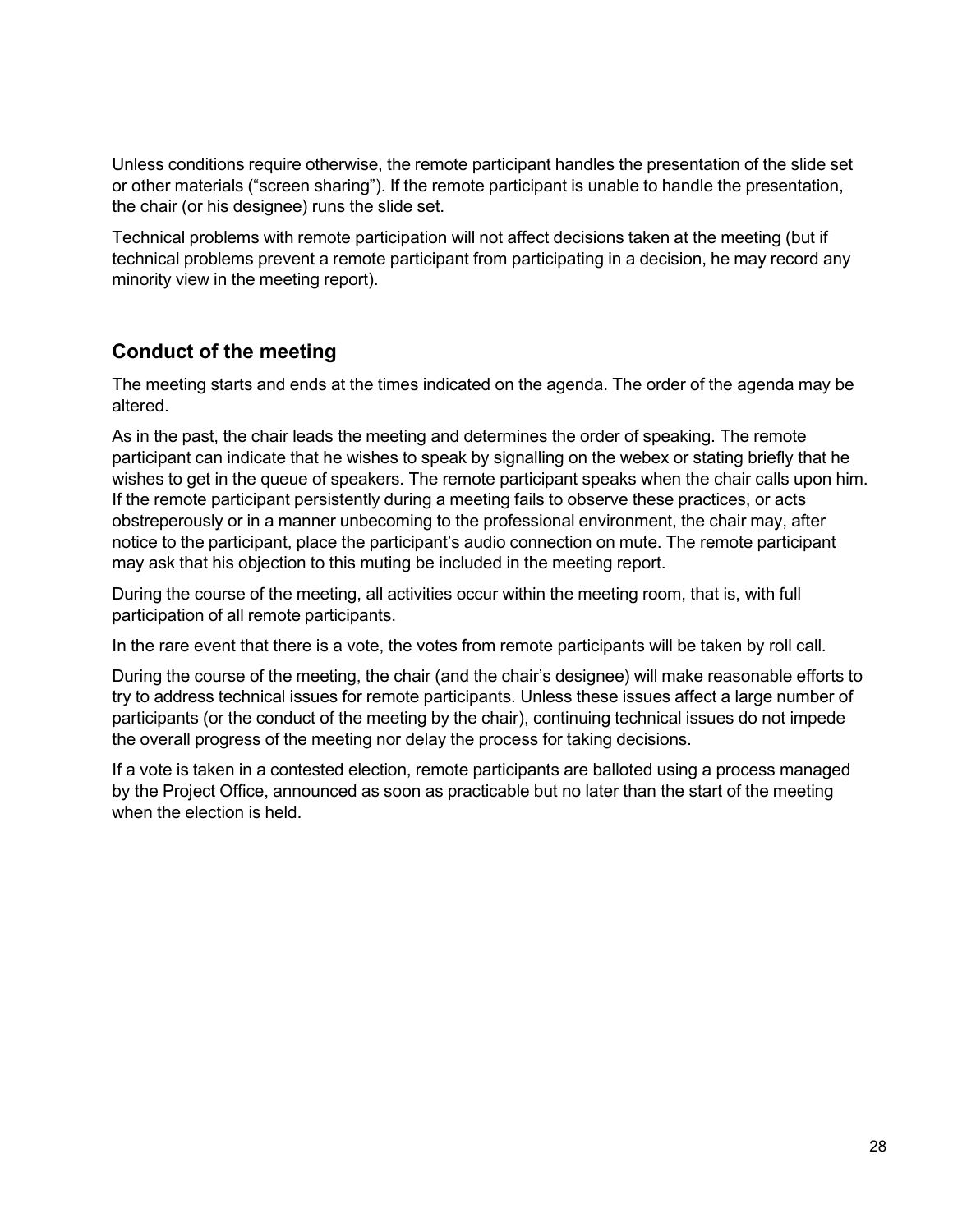Unless conditions require otherwise, the remote participant handles the presentation of the slide set or other materials ("screen sharing"). If the remote participant is unable to handle the presentation, the chair (or his designee) runs the slide set.

Technical problems with remote participation will not affect decisions taken at the meeting (but if technical problems prevent a remote participant from participating in a decision, he may record any minority view in the meeting report).

## Conduct of the meeting

The meeting starts and ends at the times indicated on the agenda. The order of the agenda may be altered.

As in the past, the chair leads the meeting and determines the order of speaking. The remote participant can indicate that he wishes to speak by signalling on the webex or stating briefly that he wishes to get in the queue of speakers. The remote participant speaks when the chair calls upon him. If the remote participant persistently during a meeting fails to observe these practices, or acts obstreperously or in a manner unbecoming to the professional environment, the chair may, after notice to the participant, place the participant's audio connection on mute. The remote participant may ask that his objection to this muting be included in the meeting report.

During the course of the meeting, all activities occur within the meeting room, that is, with full participation of all remote participants.

In the rare event that there is a vote, the votes from remote participants will be taken by roll call.

During the course of the meeting, the chair (and the chair's designee) will make reasonable efforts to try to address technical issues for remote participants. Unless these issues affect a large number of participants (or the conduct of the meeting by the chair), continuing technical issues do not impede the overall progress of the meeting nor delay the process for taking decisions.

If a vote is taken in a contested election, remote participants are balloted using a process managed by the Project Office, announced as soon as practicable but no later than the start of the meeting when the election is held.